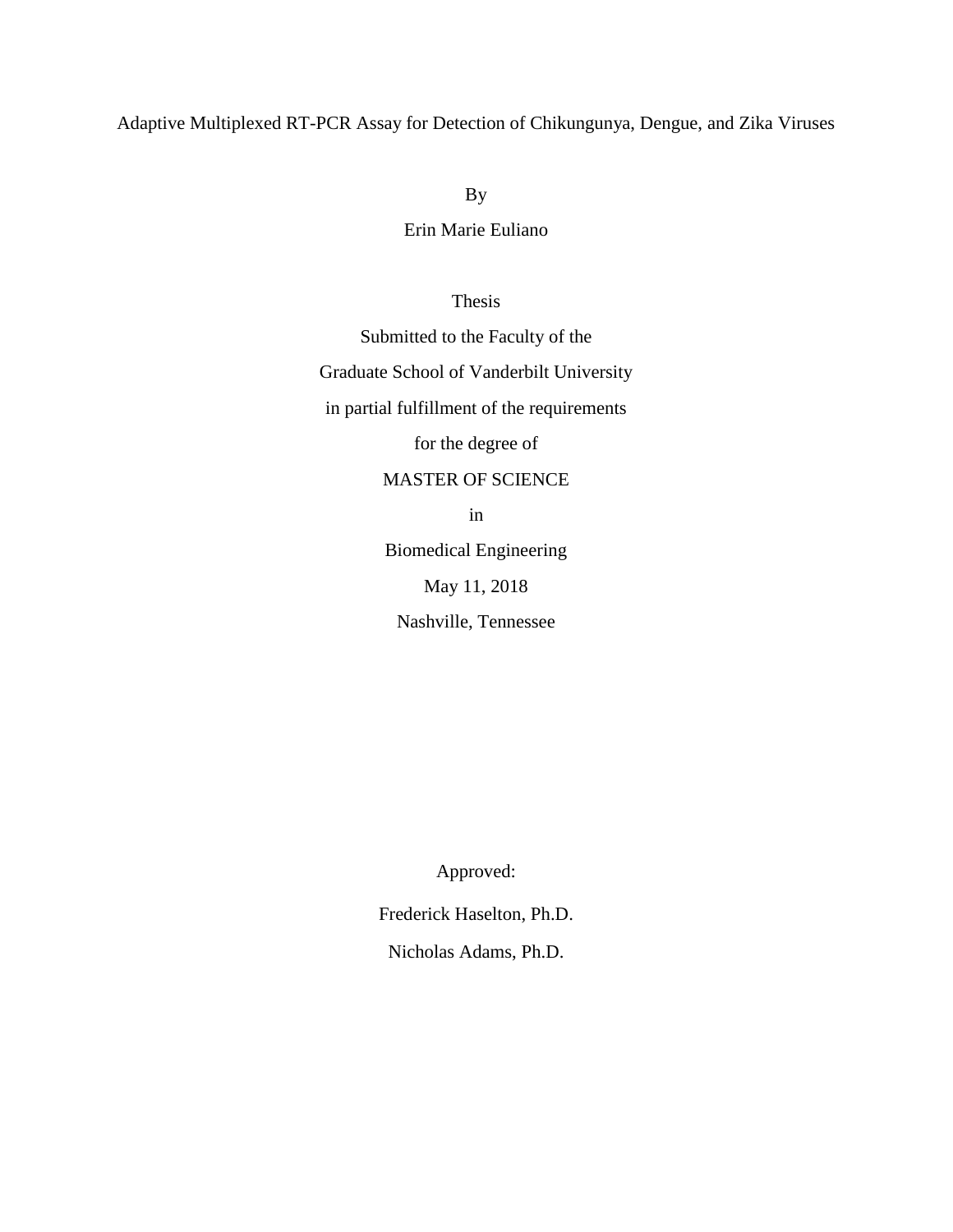# Adaptive Multiplexed RT-PCR Assay for Detection of Chikungunya, Dengue, and Zika Viruses

By

Erin Marie Euliano

Thesis

Submitted to the Faculty of the

Graduate School of Vanderbilt University

in partial fulfillment of the requirements

for the degree of

MASTER OF SCIENCE

in

Biomedical Engineering

May 11, 2018

Nashville, Tennessee

Approved:

Frederick Haselton, Ph.D.

Nicholas Adams, Ph.D.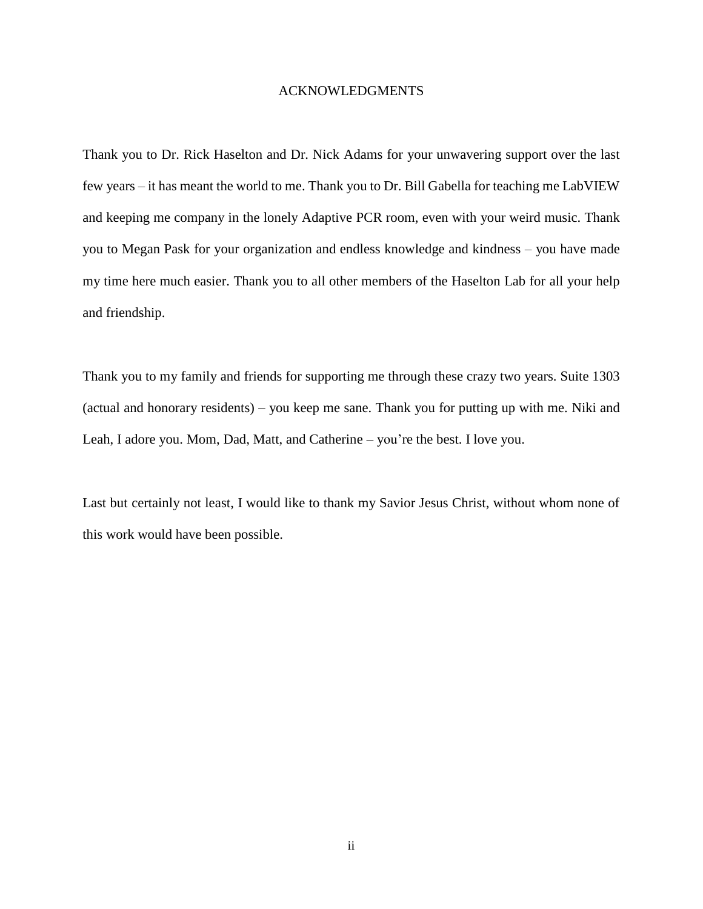# ACKNOWLEDGMENTS

Thank you to Dr. Rick Haselton and Dr. Nick Adams for your unwavering support over the last few years – it has meant the world to me. Thank you to Dr. Bill Gabella for teaching me LabVIEW and keeping me company in the lonely Adaptive PCR room, even with your weird music. Thank you to Megan Pask for your organization and endless knowledge and kindness – you have made my time here much easier. Thank you to all other members of the Haselton Lab for all your help and friendship.

Thank you to my family and friends for supporting me through these crazy two years. Suite 1303 (actual and honorary residents) – you keep me sane. Thank you for putting up with me. Niki and Leah, I adore you. Mom, Dad, Matt, and Catherine – you're the best. I love you.

Last but certainly not least, I would like to thank my Savior Jesus Christ, without whom none of this work would have been possible.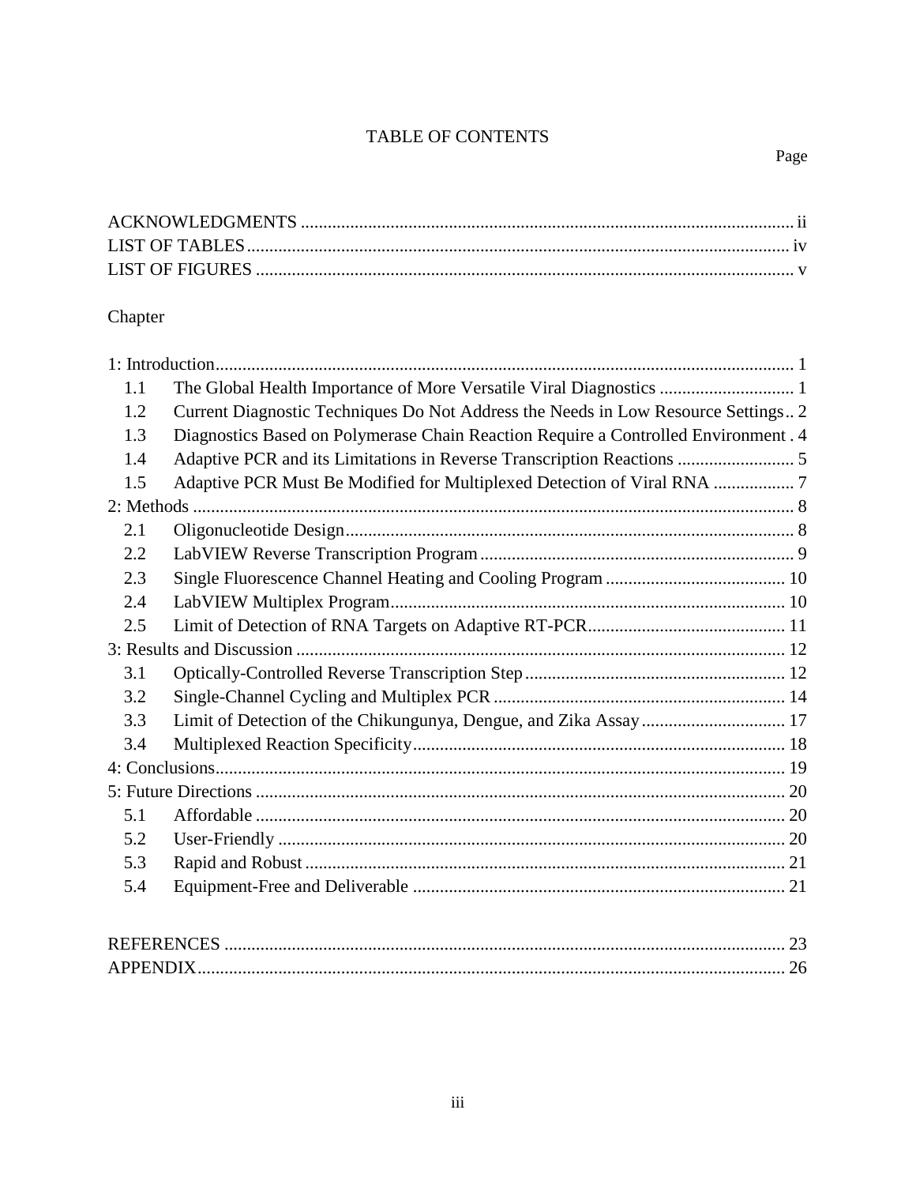# TABLE OF CONTENTS

| | Page |
|---|---|
| ACKNOWLEDGMENTS | ii |
| LIST OF TABLES | iv |
| LIST OF FIGURES | v |

Chapter

| | | Page |
|---|---|---|
| 1: Introduction | | 1 |
| 1.1 | The Global Health Importance of More Versatile Viral Diagnostics | 1 |
| 1.2 | Current Diagnostic Techniques Do Not Address the Needs in Low Resource Settings | 2 |
| 1.3 | Diagnostics Based on Polymerase Chain Reaction Require a Controlled Environment | 4 |
| 1.4 | Adaptive PCR and its Limitations in Reverse Transcription Reactions | 5 |
| 1.5 | Adaptive PCR Must Be Modified for Multiplexed Detection of Viral RNA | 7 |
| 2: Methods | | 8 |
| 2.1 | Oligonucleotide Design | 8 |
| 2.2 | LabVIEW Reverse Transcription Program | 9 |
| 2.3 | Single Fluorescence Channel Heating and Cooling Program | 10 |
| 2.4 | LabVIEW Multiplex Program | 10 |
| 2.5 | Limit of Detection of RNA Targets on Adaptive RT-PCR | 11 |
| 3: Results and Discussion | | 12 |
| 3.1 | Optically-Controlled Reverse Transcription Step | 12 |
| 3.2 | Single-Channel Cycling and Multiplex PCR | 14 |
| 3.3 | Limit of Detection of the Chikungunya, Dengue, and Zika Assay | 17 |
| 3.4 | Multiplexed Reaction Specificity | 18 |
| 4: Conclusions | | 19 |
| 5: Future Directions | | 20 |
| 5.1 | Affordable | 20 |
| 5.2 | User-Friendly | 20 |
| 5.3 | Rapid and Robust | 21 |
| 5.4 | Equipment-Free and Deliverable | 21 |

| | Page |
|---|---|
| REFERENCES | 23 |
| APPENDIX | 26 |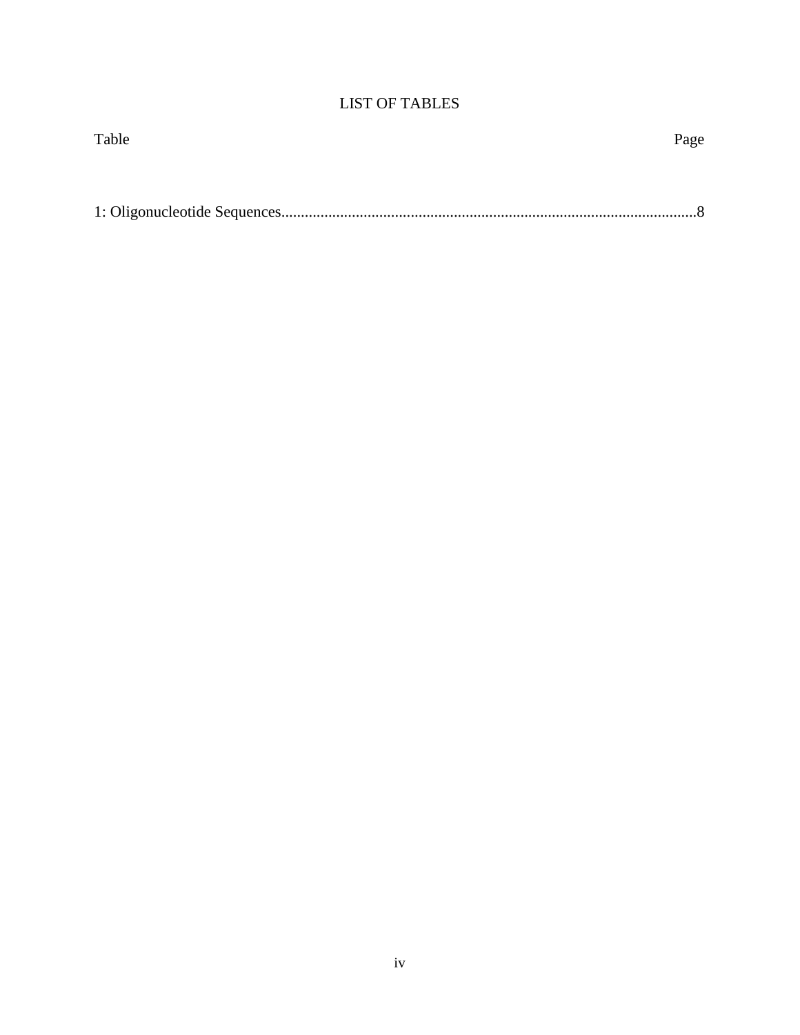# LIST OF TABLES

| Table | Page |
| --- | --- |
| 1: Oligonucleotide Sequences | 8 |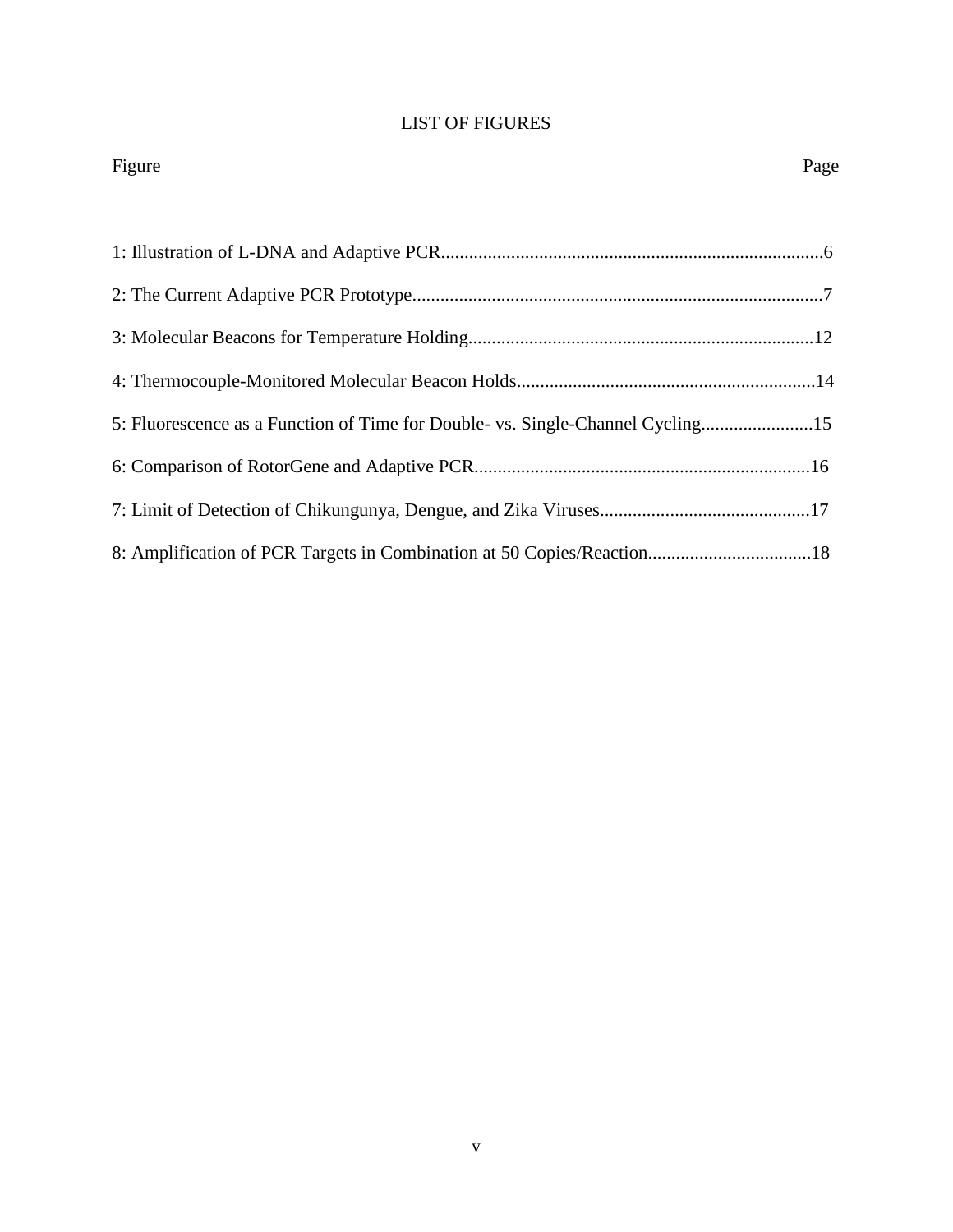# LIST OF FIGURES

| Figure | Page |
| --- | --- |
| 1: Illustration of L-DNA and Adaptive PCR | 6 |
| 2: The Current Adaptive PCR Prototype | 7 |
| 3: Molecular Beacons for Temperature Holding | 12 |
| 4: Thermocouple-Monitored Molecular Beacon Holds | 14 |
| 5: Fluorescence as a Function of Time for Double- vs. Single-Channel Cycling | 15 |
| 6: Comparison of RotorGene and Adaptive PCR | 16 |
| 7: Limit of Detection of Chikungunya, Dengue, and Zika Viruses | 17 |
| 8: Amplification of PCR Targets in Combination at 50 Copies/Reaction | 18 |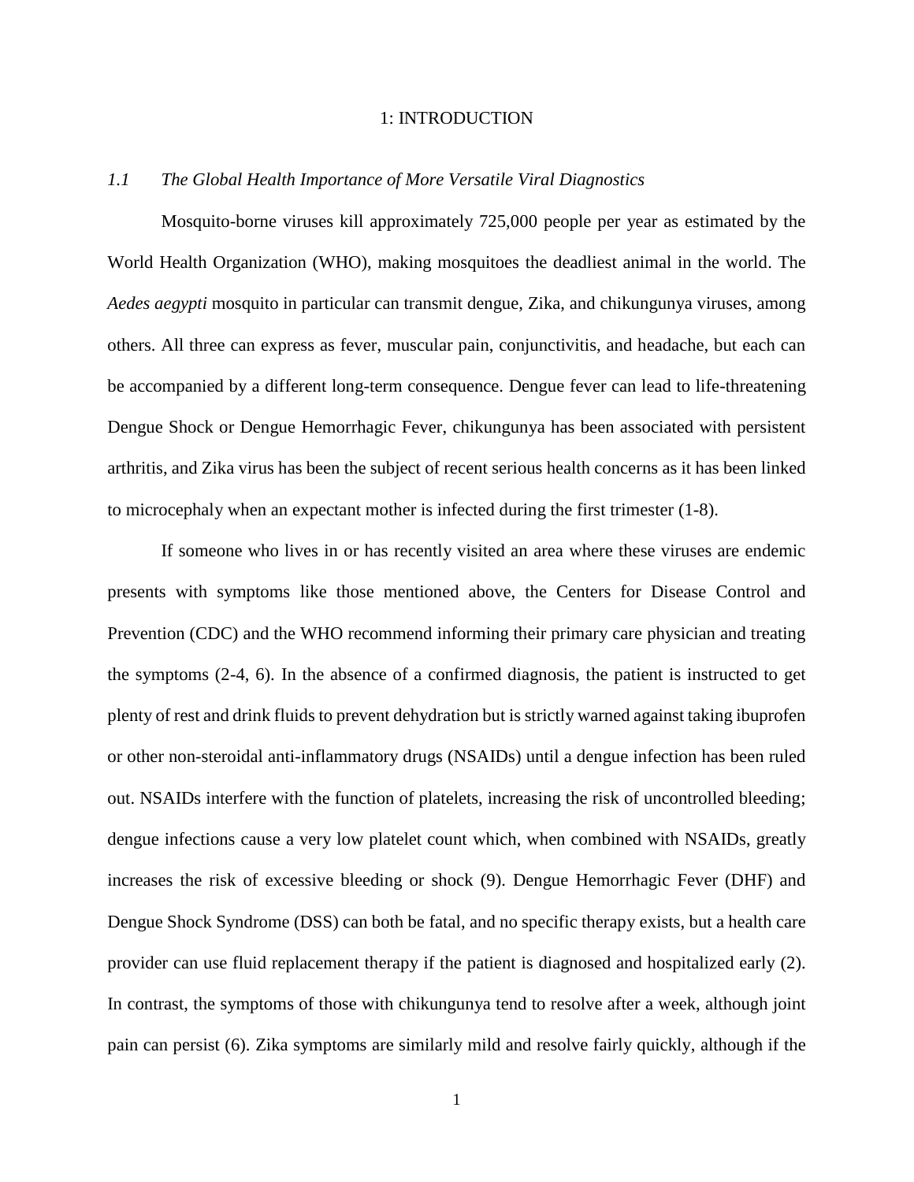# 1: INTRODUCTION

## *1.1 The Global Health Importance of More Versatile Viral Diagnostics*

Mosquito-borne viruses kill approximately 725,000 people per year as estimated by the World Health Organization (WHO), making mosquitoes the deadliest animal in the world. The *Aedes aegypti* mosquito in particular can transmit dengue, Zika, and chikungunya viruses, among others. All three can express as fever, muscular pain, conjunctivitis, and headache, but each can be accompanied by a different long-term consequence. Dengue fever can lead to life-threatening Dengue Shock or Dengue Hemorrhagic Fever, chikungunya has been associated with persistent arthritis, and Zika virus has been the subject of recent serious health concerns as it has been linked to microcephaly when an expectant mother is infected during the first trimester (1-8).

If someone who lives in or has recently visited an area where these viruses are endemic presents with symptoms like those mentioned above, the Centers for Disease Control and Prevention (CDC) and the WHO recommend informing their primary care physician and treating the symptoms (2-4, 6). In the absence of a confirmed diagnosis, the patient is instructed to get plenty of rest and drink fluids to prevent dehydration but is strictly warned against taking ibuprofen or other non-steroidal anti-inflammatory drugs (NSAIDs) until a dengue infection has been ruled out. NSAIDs interfere with the function of platelets, increasing the risk of uncontrolled bleeding; dengue infections cause a very low platelet count which, when combined with NSAIDs, greatly increases the risk of excessive bleeding or shock (9). Dengue Hemorrhagic Fever (DHF) and Dengue Shock Syndrome (DSS) can both be fatal, and no specific therapy exists, but a health care provider can use fluid replacement therapy if the patient is diagnosed and hospitalized early (2). In contrast, the symptoms of those with chikungunya tend to resolve after a week, although joint pain can persist (6). Zika symptoms are similarly mild and resolve fairly quickly, although if the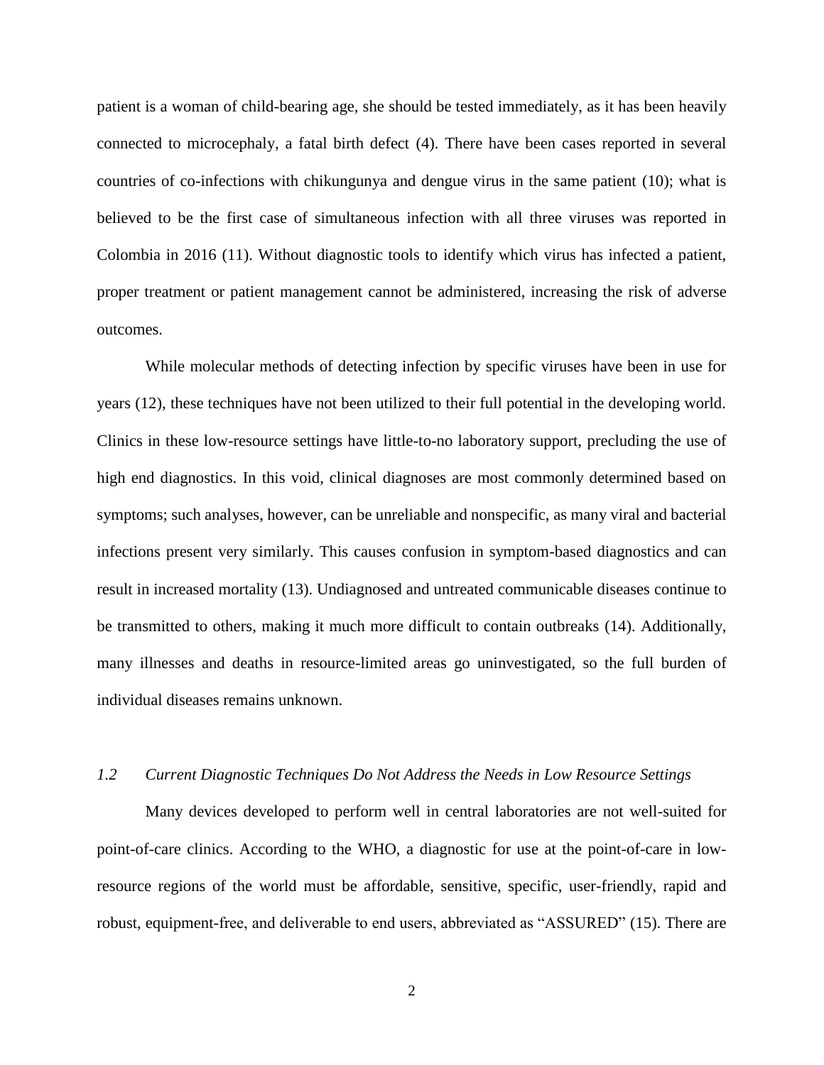patient is a woman of child-bearing age, she should be tested immediately, as it has been heavily connected to microcephaly, a fatal birth defect (4). There have been cases reported in several countries of co-infections with chikungunya and dengue virus in the same patient (10); what is believed to be the first case of simultaneous infection with all three viruses was reported in Colombia in 2016 (11). Without diagnostic tools to identify which virus has infected a patient, proper treatment or patient management cannot be administered, increasing the risk of adverse outcomes.

While molecular methods of detecting infection by specific viruses have been in use for years (12), these techniques have not been utilized to their full potential in the developing world. Clinics in these low-resource settings have little-to-no laboratory support, precluding the use of high end diagnostics. In this void, clinical diagnoses are most commonly determined based on symptoms; such analyses, however, can be unreliable and nonspecific, as many viral and bacterial infections present very similarly. This causes confusion in symptom-based diagnostics and can result in increased mortality (13). Undiagnosed and untreated communicable diseases continue to be transmitted to others, making it much more difficult to contain outbreaks (14). Additionally, many illnesses and deaths in resource-limited areas go uninvestigated, so the full burden of individual diseases remains unknown.

### *1.2 Current Diagnostic Techniques Do Not Address the Needs in Low Resource Settings*

Many devices developed to perform well in central laboratories are not well-suited for point-of-care clinics. According to the WHO, a diagnostic for use at the point-of-care in low-resource regions of the world must be affordable, sensitive, specific, user-friendly, rapid and robust, equipment-free, and deliverable to end users, abbreviated as "ASSURED" (15). There are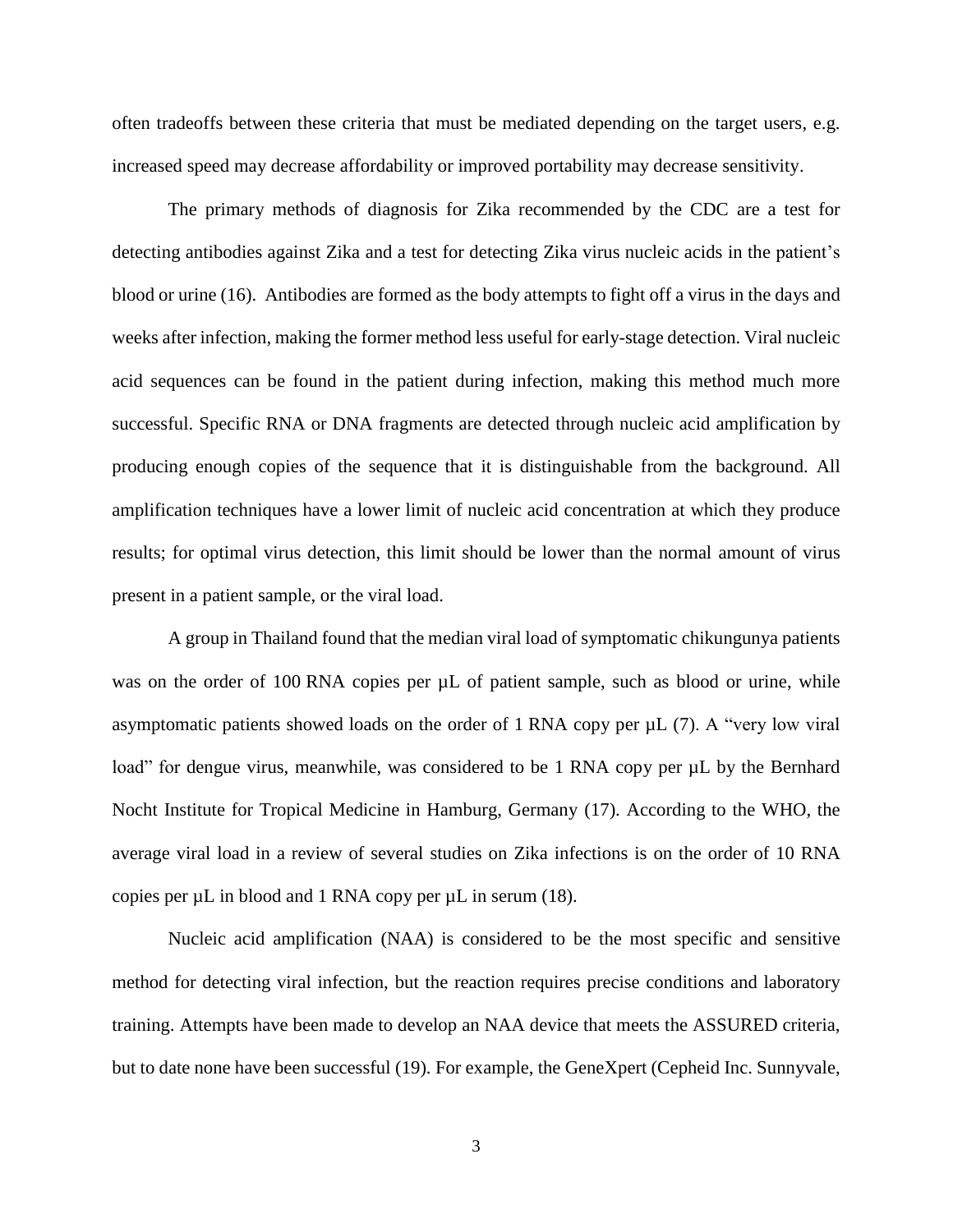often tradeoffs between these criteria that must be mediated depending on the target users, e.g. increased speed may decrease affordability or improved portability may decrease sensitivity.

The primary methods of diagnosis for Zika recommended by the CDC are a test for detecting antibodies against Zika and a test for detecting Zika virus nucleic acids in the patient's blood or urine (16). Antibodies are formed as the body attempts to fight off a virus in the days and weeks after infection, making the former method less useful for early-stage detection. Viral nucleic acid sequences can be found in the patient during infection, making this method much more successful. Specific RNA or DNA fragments are detected through nucleic acid amplification by producing enough copies of the sequence that it is distinguishable from the background. All amplification techniques have a lower limit of nucleic acid concentration at which they produce results; for optimal virus detection, this limit should be lower than the normal amount of virus present in a patient sample, or the viral load.

A group in Thailand found that the median viral load of symptomatic chikungunya patients was on the order of 100 RNA copies per µL of patient sample, such as blood or urine, while asymptomatic patients showed loads on the order of 1 RNA copy per µL (7). A "very low viral load" for dengue virus, meanwhile, was considered to be 1 RNA copy per µL by the Bernhard Nocht Institute for Tropical Medicine in Hamburg, Germany (17). According to the WHO, the average viral load in a review of several studies on Zika infections is on the order of 10 RNA copies per µL in blood and 1 RNA copy per µL in serum (18).

Nucleic acid amplification (NAA) is considered to be the most specific and sensitive method for detecting viral infection, but the reaction requires precise conditions and laboratory training. Attempts have been made to develop an NAA device that meets the ASSURED criteria, but to date none have been successful (19). For example, the GeneXpert (Cepheid Inc. Sunnyvale,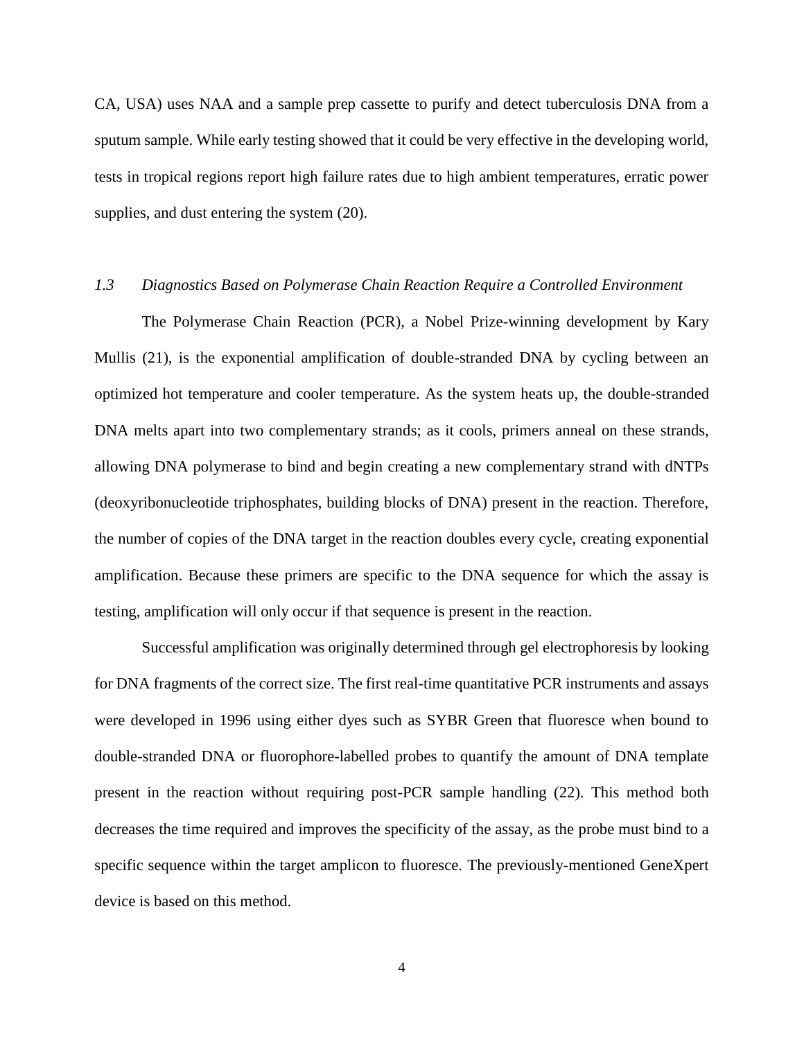CA, USA) uses NAA and a sample prep cassette to purify and detect tuberculosis DNA from a sputum sample. While early testing showed that it could be very effective in the developing world, tests in tropical regions report high failure rates due to high ambient temperatures, erratic power supplies, and dust entering the system (20).

### *1.3 Diagnostics Based on Polymerase Chain Reaction Require a Controlled Environment*

The Polymerase Chain Reaction (PCR), a Nobel Prize-winning development by Kary Mullis (21), is the exponential amplification of double-stranded DNA by cycling between an optimized hot temperature and cooler temperature. As the system heats up, the double-stranded DNA melts apart into two complementary strands; as it cools, primers anneal on these strands, allowing DNA polymerase to bind and begin creating a new complementary strand with dNTPs (deoxyribonucleotide triphosphates, building blocks of DNA) present in the reaction. Therefore, the number of copies of the DNA target in the reaction doubles every cycle, creating exponential amplification. Because these primers are specific to the DNA sequence for which the assay is testing, amplification will only occur if that sequence is present in the reaction.

Successful amplification was originally determined through gel electrophoresis by looking for DNA fragments of the correct size. The first real-time quantitative PCR instruments and assays were developed in 1996 using either dyes such as SYBR Green that fluoresce when bound to double-stranded DNA or fluorophore-labelled probes to quantify the amount of DNA template present in the reaction without requiring post-PCR sample handling (22). This method both decreases the time required and improves the specificity of the assay, as the probe must bind to a specific sequence within the target amplicon to fluoresce. The previously-mentioned GeneXpert device is based on this method.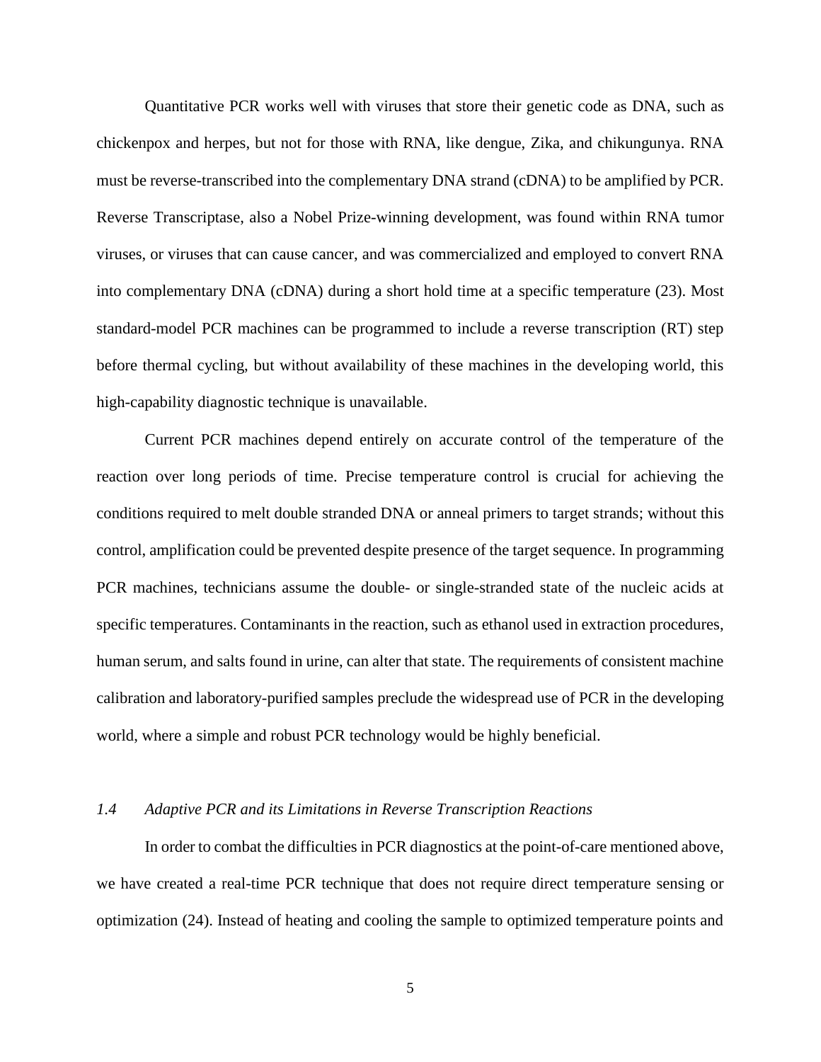Quantitative PCR works well with viruses that store their genetic code as DNA, such as chickenpox and herpes, but not for those with RNA, like dengue, Zika, and chikungunya. RNA must be reverse-transcribed into the complementary DNA strand (cDNA) to be amplified by PCR. Reverse Transcriptase, also a Nobel Prize-winning development, was found within RNA tumor viruses, or viruses that can cause cancer, and was commercialized and employed to convert RNA into complementary DNA (cDNA) during a short hold time at a specific temperature (23). Most standard-model PCR machines can be programmed to include a reverse transcription (RT) step before thermal cycling, but without availability of these machines in the developing world, this high-capability diagnostic technique is unavailable.

Current PCR machines depend entirely on accurate control of the temperature of the reaction over long periods of time. Precise temperature control is crucial for achieving the conditions required to melt double stranded DNA or anneal primers to target strands; without this control, amplification could be prevented despite presence of the target sequence. In programming PCR machines, technicians assume the double- or single-stranded state of the nucleic acids at specific temperatures. Contaminants in the reaction, such as ethanol used in extraction procedures, human serum, and salts found in urine, can alter that state. The requirements of consistent machine calibration and laboratory-purified samples preclude the widespread use of PCR in the developing world, where a simple and robust PCR technology would be highly beneficial.

### *1.4 Adaptive PCR and its Limitations in Reverse Transcription Reactions*

In order to combat the difficulties in PCR diagnostics at the point-of-care mentioned above, we have created a real-time PCR technique that does not require direct temperature sensing or optimization (24). Instead of heating and cooling the sample to optimized temperature points and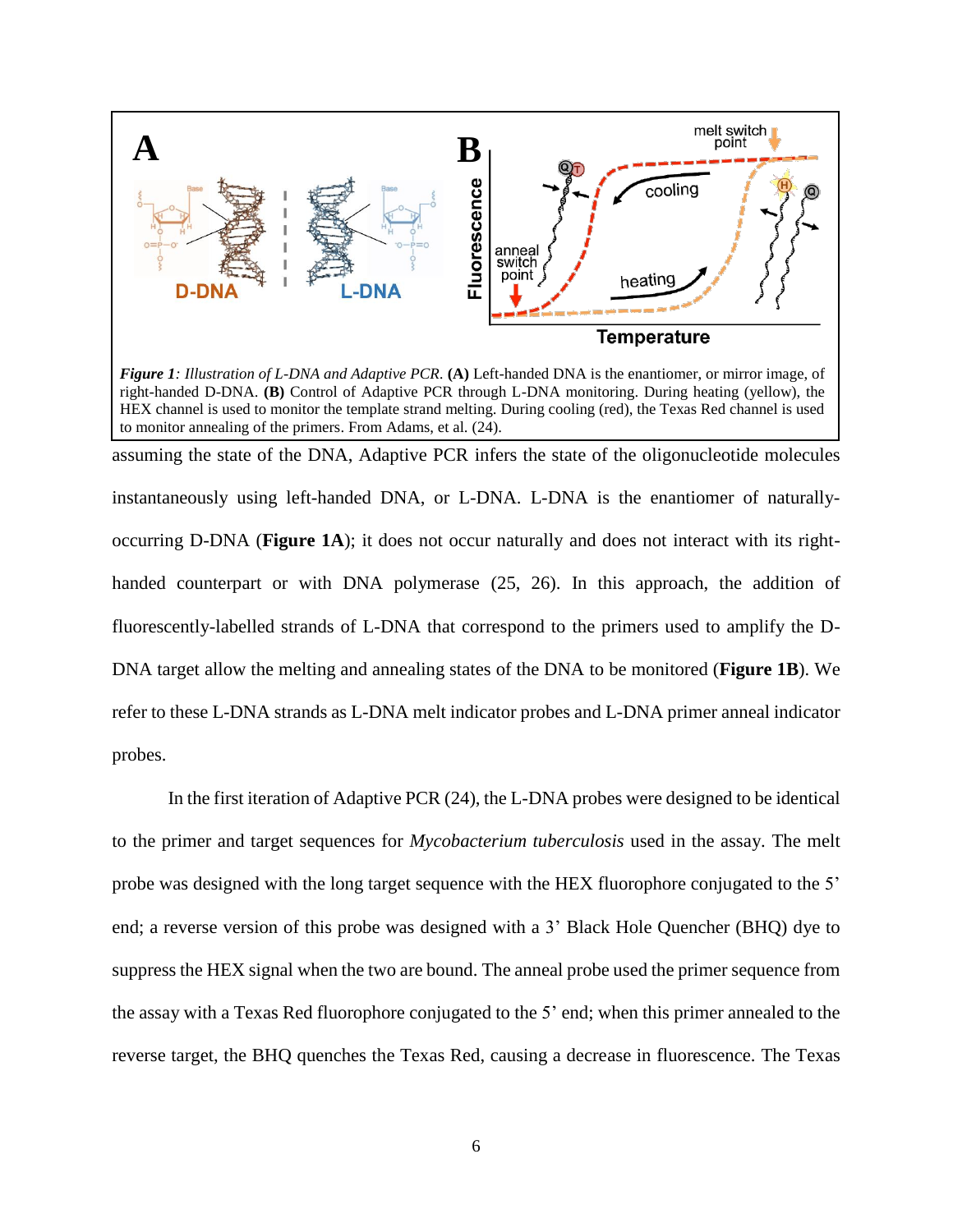*Figure 1: Illustration of L-DNA and Adaptive PCR.* **(A)** Left-handed DNA is the enantiomer, or mirror image, of right-handed D-DNA. **(B)** Control of Adaptive PCR through L-DNA monitoring. During heating (yellow), the HEX channel is used to monitor the template strand melting. During cooling (red), the Texas Red channel is used to monitor annealing of the primers. From Adams, et al. (24).

assuming the state of the DNA, Adaptive PCR infers the state of the oligonucleotide molecules instantaneously using left-handed DNA, or L-DNA. L-DNA is the enantiomer of naturally-occurring D-DNA (**Figure 1A**); it does not occur naturally and does not interact with its right-handed counterpart or with DNA polymerase (25, 26). In this approach, the addition of fluorescently-labelled strands of L-DNA that correspond to the primers used to amplify the D-DNA target allow the melting and annealing states of the DNA to be monitored (**Figure 1B**). We refer to these L-DNA strands as L-DNA melt indicator probes and L-DNA primer anneal indicator probes.

In the first iteration of Adaptive PCR (24), the L-DNA probes were designed to be identical to the primer and target sequences for *Mycobacterium tuberculosis* used in the assay. The melt probe was designed with the long target sequence with the HEX fluorophore conjugated to the 5' end; a reverse version of this probe was designed with a 3' Black Hole Quencher (BHQ) dye to suppress the HEX signal when the two are bound. The anneal probe used the primer sequence from the assay with a Texas Red fluorophore conjugated to the 5' end; when this primer annealed to the reverse target, the BHQ quenches the Texas Red, causing a decrease in fluorescence. The Texas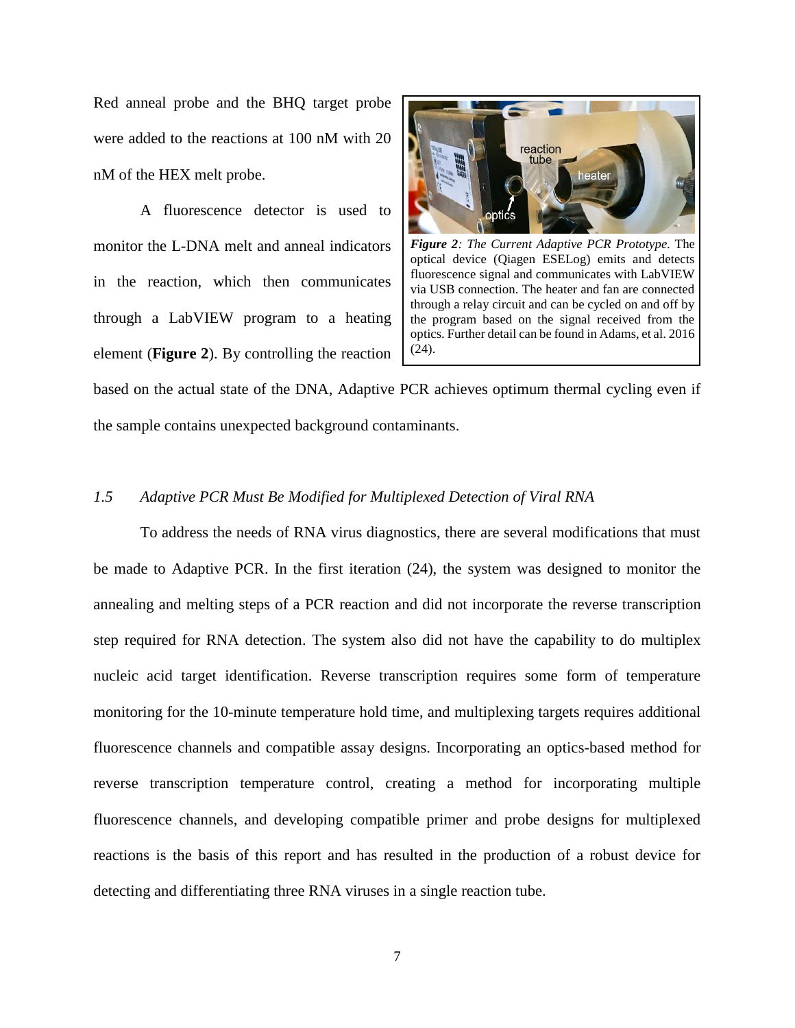Red anneal probe and the BHQ target probe were added to the reactions at 100 nM with 20 nM of the HEX melt probe.

A fluorescence detector is used to monitor the L-DNA melt and anneal indicators in the reaction, which then communicates through a LabVIEW program to a heating element (**Figure 2**). By controlling the reaction based on the actual state of the DNA, Adaptive PCR achieves optimum thermal cycling even if the sample contains unexpected background contaminants.

***Figure 2**: The Current Adaptive PCR Prototype.* The optical device (Qiagen ESELog) emits and detects fluorescence signal and communicates with LabVIEW via USB connection. The heater and fan are connected through a relay circuit and can be cycled on and off by the program based on the signal received from the optics. Further detail can be found in Adams, et al. 2016 (24).

### *1.5 Adaptive PCR Must Be Modified for Multiplexed Detection of Viral RNA*

To address the needs of RNA virus diagnostics, there are several modifications that must be made to Adaptive PCR. In the first iteration (24), the system was designed to monitor the annealing and melting steps of a PCR reaction and did not incorporate the reverse transcription step required for RNA detection. The system also did not have the capability to do multiplex nucleic acid target identification. Reverse transcription requires some form of temperature monitoring for the 10-minute temperature hold time, and multiplexing targets requires additional fluorescence channels and compatible assay designs. Incorporating an optics-based method for reverse transcription temperature control, creating a method for incorporating multiple fluorescence channels, and developing compatible primer and probe designs for multiplexed reactions is the basis of this report and has resulted in the production of a robust device for detecting and differentiating three RNA viruses in a single reaction tube.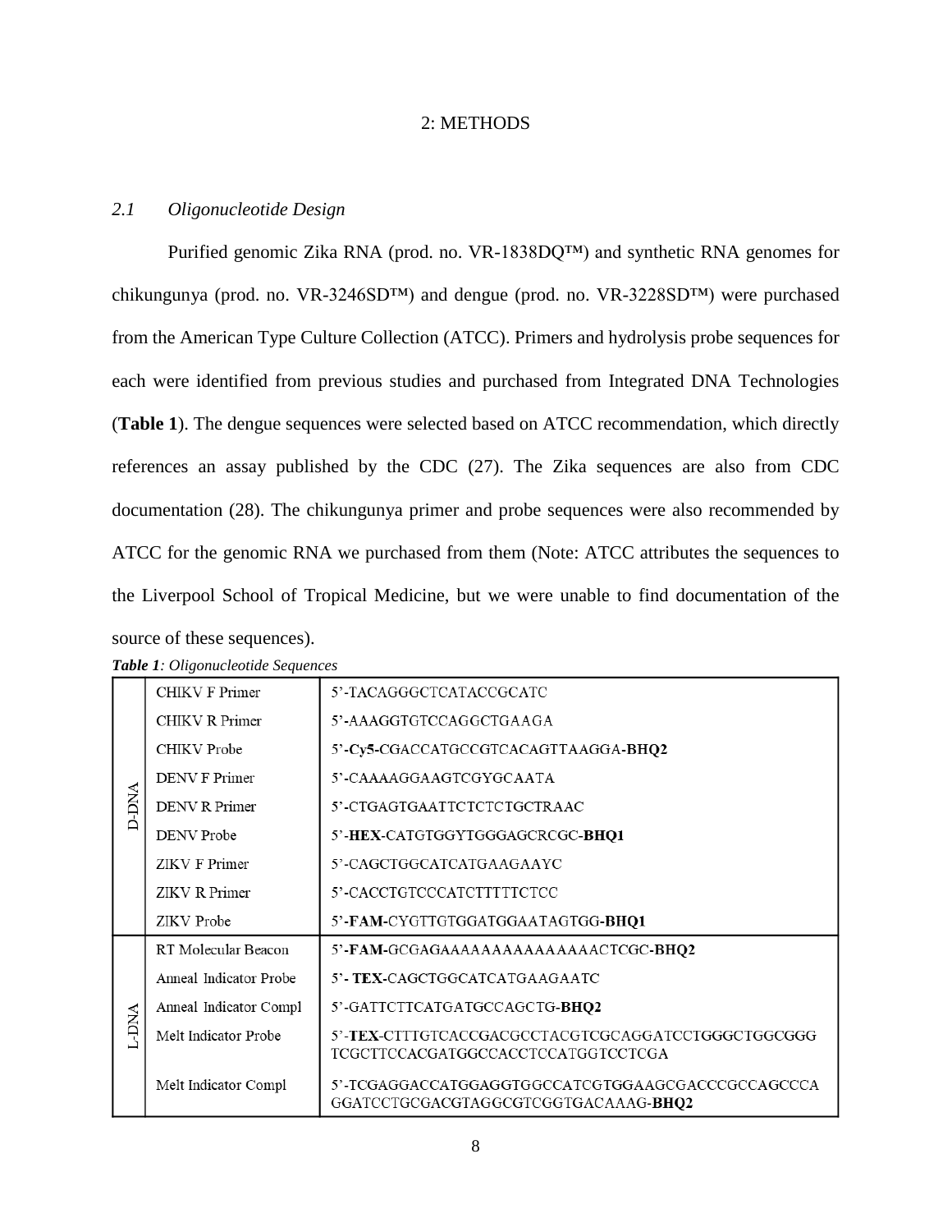# 2: METHODS

## *2.1 Oligonucleotide Design*

Purified genomic Zika RNA (prod. no. VR-1838DQ™) and synthetic RNA genomes for chikungunya (prod. no. VR-3246SD™) and dengue (prod. no. VR-3228SD™) were purchased from the American Type Culture Collection (ATCC). Primers and hydrolysis probe sequences for each were identified from previous studies and purchased from Integrated DNA Technologies (**Table 1**). The dengue sequences were selected based on ATCC recommendation, which directly references an assay published by the CDC (27). The Zika sequences are also from CDC documentation (28). The chikungunya primer and probe sequences were also recommended by ATCC for the genomic RNA we purchased from them (Note: ATCC attributes the sequences to the Liverpool School of Tropical Medicine, but we were unable to find documentation of the source of these sequences).

***Table 1**: Oligonucleotide Sequences*

| | | |
|---|---|---|
| D-DNA | CHIKV F Primer | 5'-TACAGGGCTCATACCGCATC |
| | CHIKV R Primer | 5'-AAAGGTGTCCAGGCTGAAGA |
| | CHIKV Probe | 5'-**Cy5**-CGACCATGCCGTCACAGTTAAGGA-**BHQ2** |
| | DENV F Primer | 5'-CAAAAGGAAGTCGYGCAATA |
| | DENV R Primer | 5'-CTGAGTGAATTCTCTCTGCTRAAC |
| | DENV Probe | 5'-**HEX**-CATGTGGYTGGGAGCRCGC-**BHQ1** |
| | ZIKV F Primer | 5'-CAGCTGGCATCATGAAGAAYC |
| | ZIKV R Primer | 5'-CACCTGTCCCATCTTTTTCTCC |
| | ZIKV Probe | 5'-**FAM**-CYGTTGTGGATGGAATAGTGG-**BHQ1** |
| L-DNA | RT Molecular Beacon | 5'-**FAM**-GCGAGAAAAAAAAAAAAAAACTCGC-**BHQ2** |
| | Anneal Indicator Probe | 5'- **TEX**-CAGCTGGCATCATGAAGAATC |
| | Anneal Indicator Compl | 5'-GATTCTTCATGATGCCAGCTG-**BHQ2** |
| | Melt Indicator Probe | 5'-**TEX**-CTTTGTCACCGACGCCTACGTCGCAGGATCCTGGGCTGGCGGG TCGCTTCCACGATGGCCACCTCCATGGTCCTCGA |
| | Melt Indicator Compl | 5'-TCGAGGACCATGGAGGTGGCCATCGTGGAAGCGACCCGCCAGCCCA GGATCCTGCGACGTAGGCGTCGGTGACAAAG-**BHQ2** |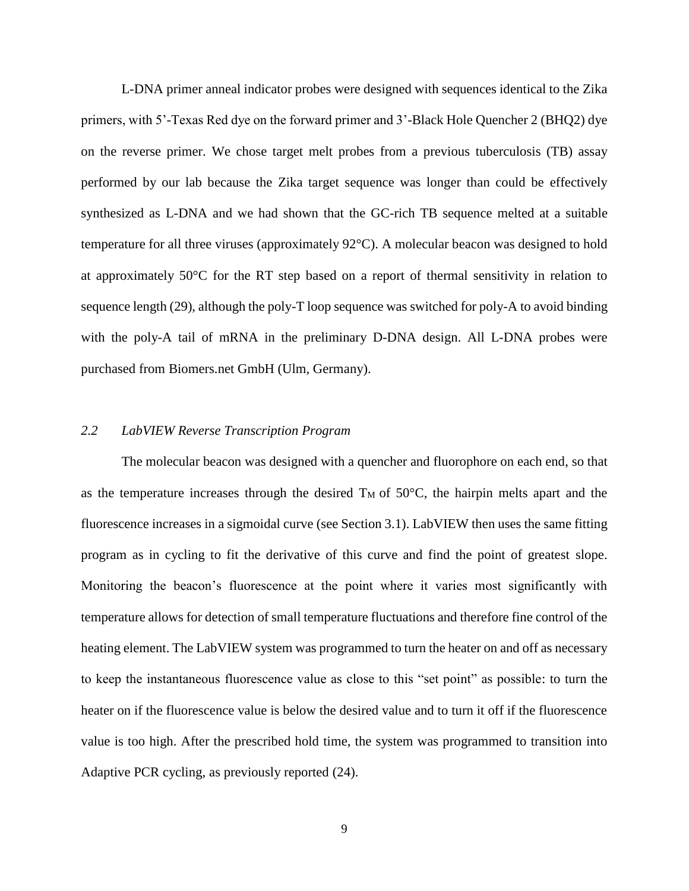L-DNA primer anneal indicator probes were designed with sequences identical to the Zika primers, with 5'-Texas Red dye on the forward primer and 3'-Black Hole Quencher 2 (BHQ2) dye on the reverse primer. We chose target melt probes from a previous tuberculosis (TB) assay performed by our lab because the Zika target sequence was longer than could be effectively synthesized as L-DNA and we had shown that the GC-rich TB sequence melted at a suitable temperature for all three viruses (approximately 92°C). A molecular beacon was designed to hold at approximately 50°C for the RT step based on a report of thermal sensitivity in relation to sequence length (29), although the poly-T loop sequence was switched for poly-A to avoid binding with the poly-A tail of mRNA in the preliminary D-DNA design. All L-DNA probes were purchased from Biomers.net GmbH (Ulm, Germany).

## *2.2 LabVIEW Reverse Transcription Program*

The molecular beacon was designed with a quencher and fluorophore on each end, so that as the temperature increases through the desired $T_M$ of 50°C, the hairpin melts apart and the fluorescence increases in a sigmoidal curve (see Section 3.1). LabVIEW then uses the same fitting program as in cycling to fit the derivative of this curve and find the point of greatest slope. Monitoring the beacon's fluorescence at the point where it varies most significantly with temperature allows for detection of small temperature fluctuations and therefore fine control of the heating element. The LabVIEW system was programmed to turn the heater on and off as necessary to keep the instantaneous fluorescence value as close to this "set point" as possible: to turn the heater on if the fluorescence value is below the desired value and to turn it off if the fluorescence value is too high. After the prescribed hold time, the system was programmed to transition into Adaptive PCR cycling, as previously reported (24).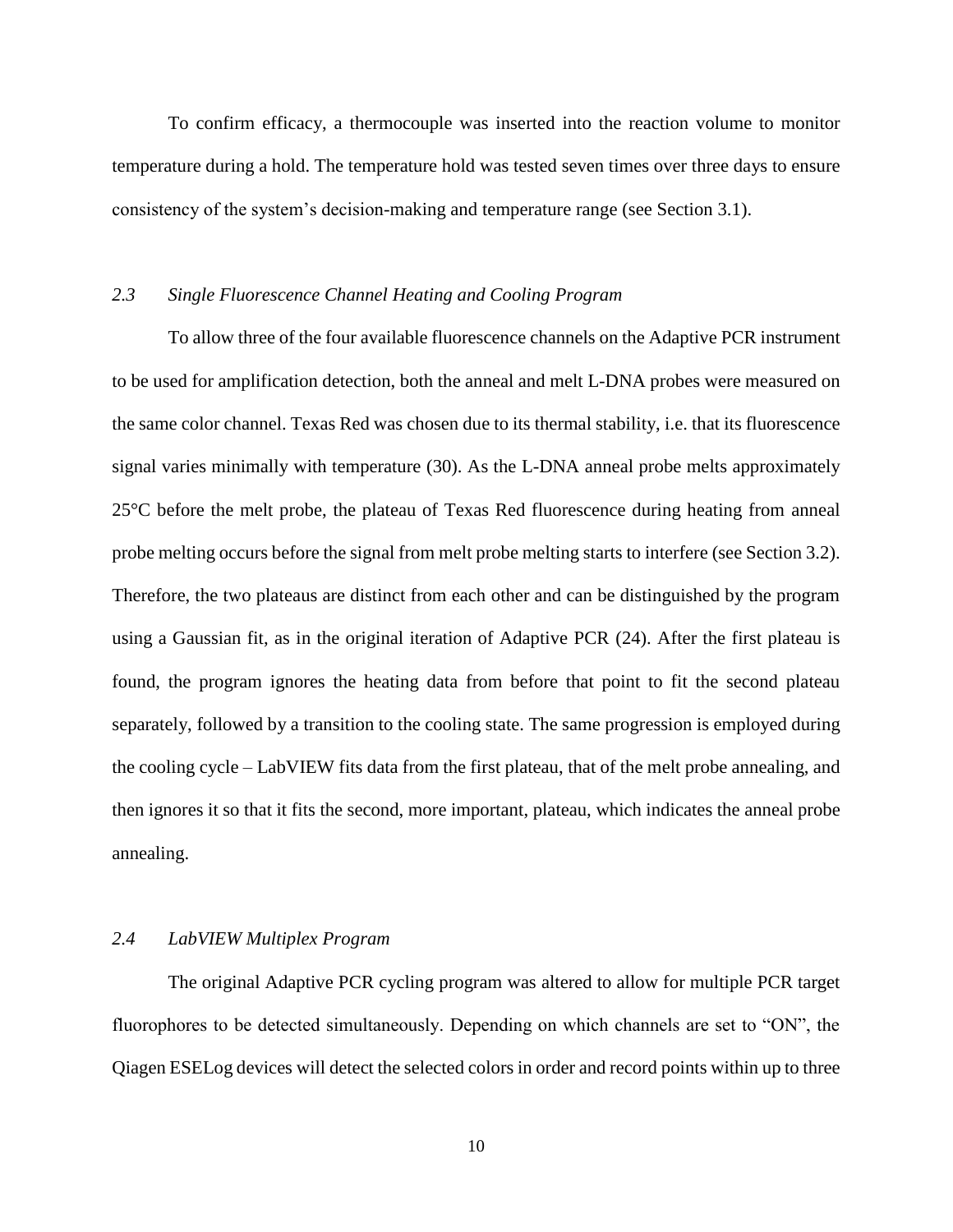To confirm efficacy, a thermocouple was inserted into the reaction volume to monitor temperature during a hold. The temperature hold was tested seven times over three days to ensure consistency of the system's decision-making and temperature range (see Section 3.1).

### *2.3 Single Fluorescence Channel Heating and Cooling Program*

To allow three of the four available fluorescence channels on the Adaptive PCR instrument to be used for amplification detection, both the anneal and melt L-DNA probes were measured on the same color channel. Texas Red was chosen due to its thermal stability, i.e. that its fluorescence signal varies minimally with temperature (30). As the L-DNA anneal probe melts approximately 25°C before the melt probe, the plateau of Texas Red fluorescence during heating from anneal probe melting occurs before the signal from melt probe melting starts to interfere (see Section 3.2). Therefore, the two plateaus are distinct from each other and can be distinguished by the program using a Gaussian fit, as in the original iteration of Adaptive PCR (24). After the first plateau is found, the program ignores the heating data from before that point to fit the second plateau separately, followed by a transition to the cooling state. The same progression is employed during the cooling cycle – LabVIEW fits data from the first plateau, that of the melt probe annealing, and then ignores it so that it fits the second, more important, plateau, which indicates the anneal probe annealing.

### *2.4 LabVIEW Multiplex Program*

The original Adaptive PCR cycling program was altered to allow for multiple PCR target fluorophores to be detected simultaneously. Depending on which channels are set to "ON", the Qiagen ESELog devices will detect the selected colors in order and record points within up to three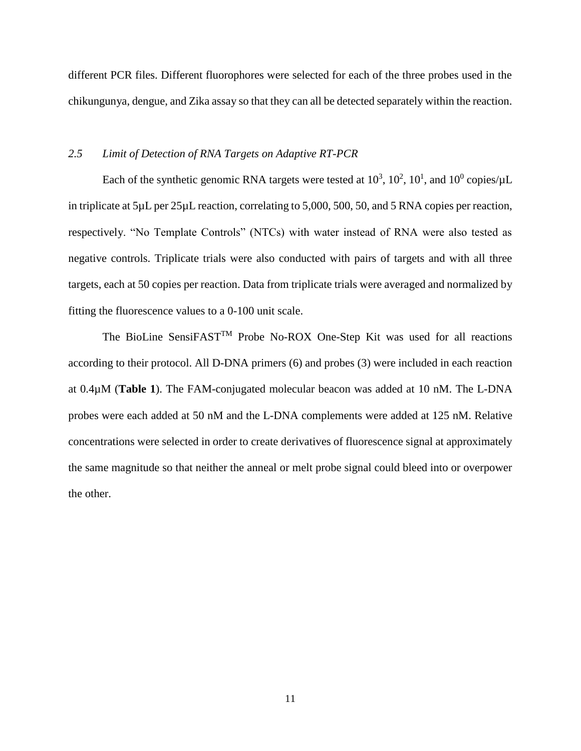different PCR files. Different fluorophores were selected for each of the three probes used in the chikungunya, dengue, and Zika assay so that they can all be detected separately within the reaction.

### *2.5 Limit of Detection of RNA Targets on Adaptive RT-PCR*

Each of the synthetic genomic RNA targets were tested at $10^3$, $10^2$, $10^1$, and $10^0$ copies/µL in triplicate at 5µL per 25µL reaction, correlating to 5,000, 500, 50, and 5 RNA copies per reaction, respectively. "No Template Controls" (NTCs) with water instead of RNA were also tested as negative controls. Triplicate trials were also conducted with pairs of targets and with all three targets, each at 50 copies per reaction. Data from triplicate trials were averaged and normalized by fitting the fluorescence values to a 0-100 unit scale.

The BioLine SensiFAST™ Probe No-ROX One-Step Kit was used for all reactions according to their protocol. All D-DNA primers (6) and probes (3) were included in each reaction at 0.4µM (**Table 1**). The FAM-conjugated molecular beacon was added at 10 nM. The L-DNA probes were each added at 50 nM and the L-DNA complements were added at 125 nM. Relative concentrations were selected in order to create derivatives of fluorescence signal at approximately the same magnitude so that neither the anneal or melt probe signal could bleed into or overpower the other.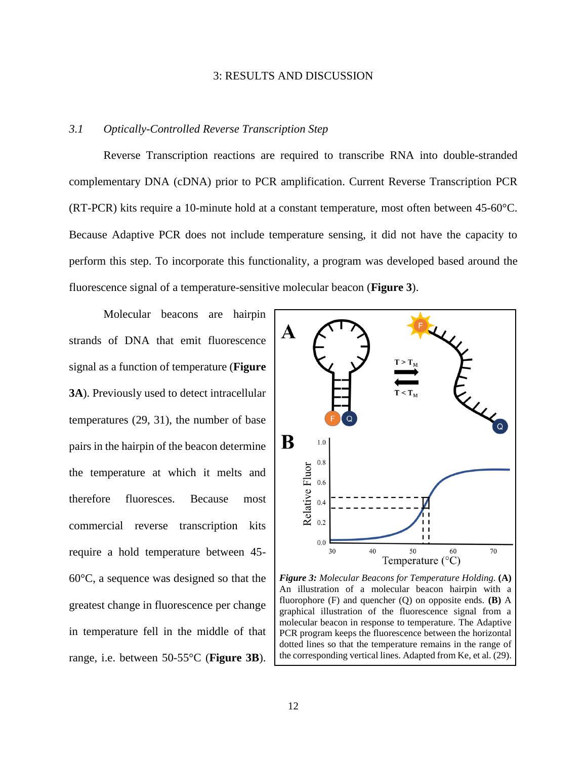# 3: RESULTS AND DISCUSSION

## 3.1 *Optically-Controlled Reverse Transcription Step*

Reverse Transcription reactions are required to transcribe RNA into double-stranded complementary DNA (cDNA) prior to PCR amplification. Current Reverse Transcription PCR (RT-PCR) kits require a 10-minute hold at a constant temperature, most often between 45-60°C. Because Adaptive PCR does not include temperature sensing, it did not have the capacity to perform this step. To incorporate this functionality, a program was developed based around the fluorescence signal of a temperature-sensitive molecular beacon (**Figure 3**).

Molecular beacons are hairpin strands of DNA that emit fluorescence signal as a function of temperature (**Figure 3A**). Previously used to detect intracellular temperatures (29, 31), the number of base pairs in the hairpin of the beacon determine the temperature at which it melts and therefore fluoresces. Because most commercial reverse transcription kits require a hold temperature between 45-60°C, a sequence was designed so that the greatest change in fluorescence per change in temperature fell in the middle of that range, i.e. between 50-55°C (**Figure 3B**).

***Figure 3:*** *Molecular Beacons for Temperature Holding.* **(A)** An illustration of a molecular beacon hairpin with a fluorophore (F) and quencher (Q) on opposite ends. **(B)** A graphical illustration of the fluorescence signal from a molecular beacon in response to temperature. The Adaptive PCR program keeps the fluorescence between the horizontal dotted lines so that the temperature remains in the range of the corresponding vertical lines. Adapted from Ke, et al. (29).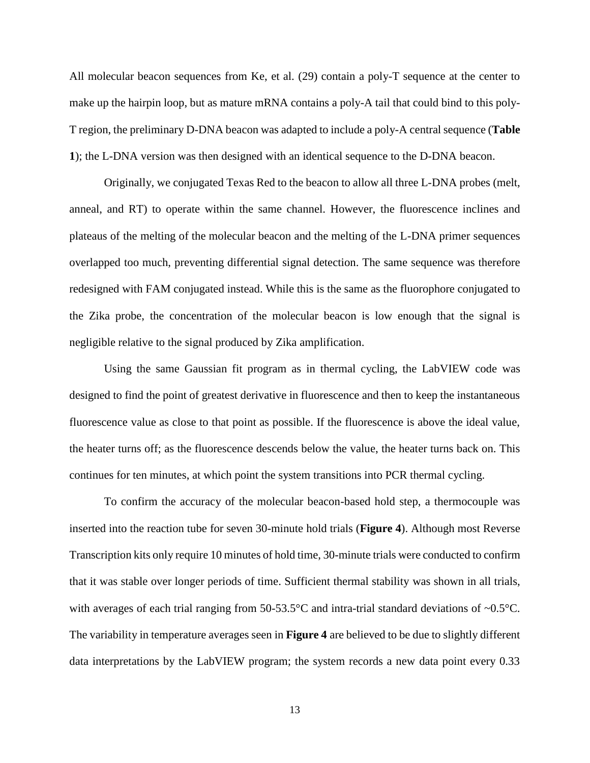All molecular beacon sequences from Ke, et al. (29) contain a poly-T sequence at the center to make up the hairpin loop, but as mature mRNA contains a poly-A tail that could bind to this poly-T region, the preliminary D-DNA beacon was adapted to include a poly-A central sequence (**Table 1**); the L-DNA version was then designed with an identical sequence to the D-DNA beacon.

Originally, we conjugated Texas Red to the beacon to allow all three L-DNA probes (melt, anneal, and RT) to operate within the same channel. However, the fluorescence inclines and plateaus of the melting of the molecular beacon and the melting of the L-DNA primer sequences overlapped too much, preventing differential signal detection. The same sequence was therefore redesigned with FAM conjugated instead. While this is the same as the fluorophore conjugated to the Zika probe, the concentration of the molecular beacon is low enough that the signal is negligible relative to the signal produced by Zika amplification.

Using the same Gaussian fit program as in thermal cycling, the LabVIEW code was designed to find the point of greatest derivative in fluorescence and then to keep the instantaneous fluorescence value as close to that point as possible. If the fluorescence is above the ideal value, the heater turns off; as the fluorescence descends below the value, the heater turns back on. This continues for ten minutes, at which point the system transitions into PCR thermal cycling.

To confirm the accuracy of the molecular beacon-based hold step, a thermocouple was inserted into the reaction tube for seven 30-minute hold trials (**Figure 4**). Although most Reverse Transcription kits only require 10 minutes of hold time, 30-minute trials were conducted to confirm that it was stable over longer periods of time. Sufficient thermal stability was shown in all trials, with averages of each trial ranging from 50-53.5°C and intra-trial standard deviations of ~0.5°C. The variability in temperature averages seen in **Figure 4** are believed to be due to slightly different data interpretations by the LabVIEW program; the system records a new data point every 0.33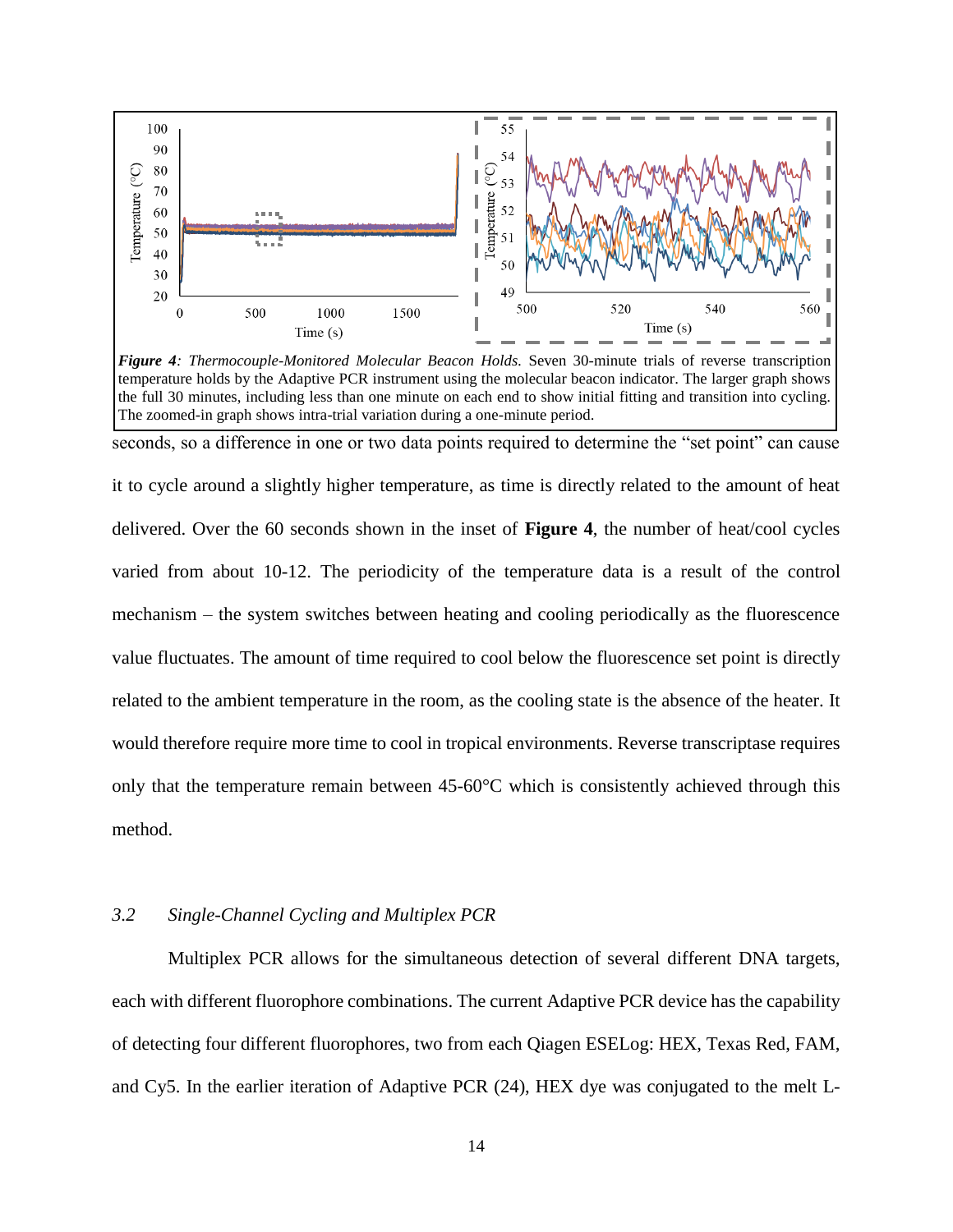***Figure 4**: Thermocouple-Monitored Molecular Beacon Holds.* Seven 30-minute trials of reverse transcription temperature holds by the Adaptive PCR instrument using the molecular beacon indicator. The larger graph shows the full 30 minutes, including less than one minute on each end to show initial fitting and transition into cycling. The zoomed-in graph shows intra-trial variation during a one-minute period.

seconds, so a difference in one or two data points required to determine the "set point" can cause it to cycle around a slightly higher temperature, as time is directly related to the amount of heat delivered. Over the 60 seconds shown in the inset of **Figure 4**, the number of heat/cool cycles varied from about 10-12. The periodicity of the temperature data is a result of the control mechanism – the system switches between heating and cooling periodically as the fluorescence value fluctuates. The amount of time required to cool below the fluorescence set point is directly related to the ambient temperature in the room, as the cooling state is the absence of the heater. It would therefore require more time to cool in tropical environments. Reverse transcriptase requires only that the temperature remain between 45-60°C which is consistently achieved through this method.

### *3.2 Single-Channel Cycling and Multiplex PCR*

Multiplex PCR allows for the simultaneous detection of several different DNA targets, each with different fluorophore combinations. The current Adaptive PCR device has the capability of detecting four different fluorophores, two from each Qiagen ESELog: HEX, Texas Red, FAM, and Cy5. In the earlier iteration of Adaptive PCR (24), HEX dye was conjugated to the melt L-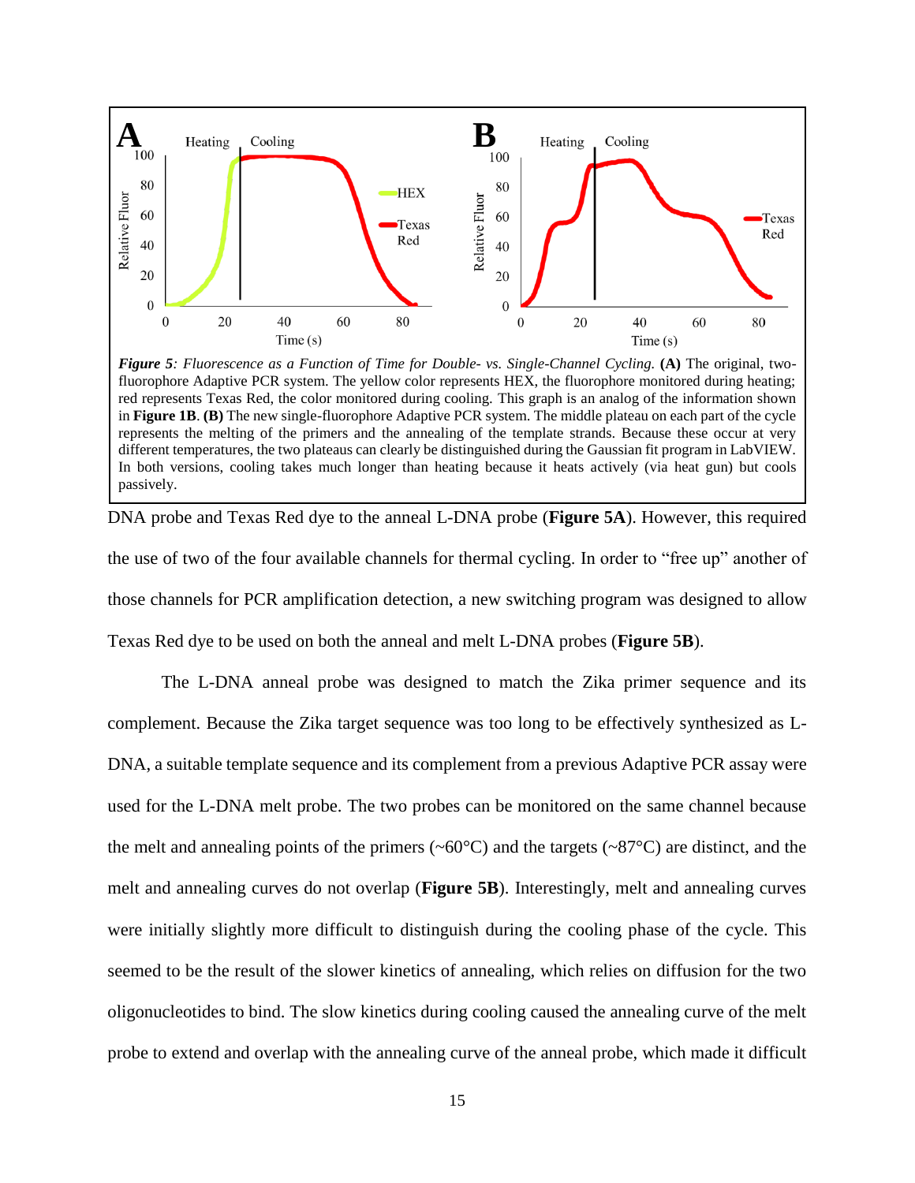*Figure 5: Fluorescence as a Function of Time for Double- vs. Single-Channel Cycling.* **(A)** The original, two-fluorophore Adaptive PCR system. The yellow color represents HEX, the fluorophore monitored during heating; red represents Texas Red, the color monitored during cooling. This graph is an analog of the information shown in **Figure 1B**. **(B)** The new single-fluorophore Adaptive PCR system. The middle plateau on each part of the cycle represents the melting of the primers and the annealing of the template strands. Because these occur at very different temperatures, the two plateaus can clearly be distinguished during the Gaussian fit program in LabVIEW. In both versions, cooling takes much longer than heating because it heats actively (via heat gun) but cools passively.

DNA probe and Texas Red dye to the anneal L-DNA probe (**Figure 5A**). However, this required the use of two of the four available channels for thermal cycling. In order to "free up" another of those channels for PCR amplification detection, a new switching program was designed to allow Texas Red dye to be used on both the anneal and melt L-DNA probes (**Figure 5B**).

The L-DNA anneal probe was designed to match the Zika primer sequence and its complement. Because the Zika target sequence was too long to be effectively synthesized as L-DNA, a suitable template sequence and its complement from a previous Adaptive PCR assay were used for the L-DNA melt probe. The two probes can be monitored on the same channel because the melt and annealing points of the primers (~60°C) and the targets (~87°C) are distinct, and the melt and annealing curves do not overlap (**Figure 5B**). Interestingly, melt and annealing curves were initially slightly more difficult to distinguish during the cooling phase of the cycle. This seemed to be the result of the slower kinetics of annealing, which relies on diffusion for the two oligonucleotides to bind. The slow kinetics during cooling caused the annealing curve of the melt probe to extend and overlap with the annealing curve of the anneal probe, which made it difficult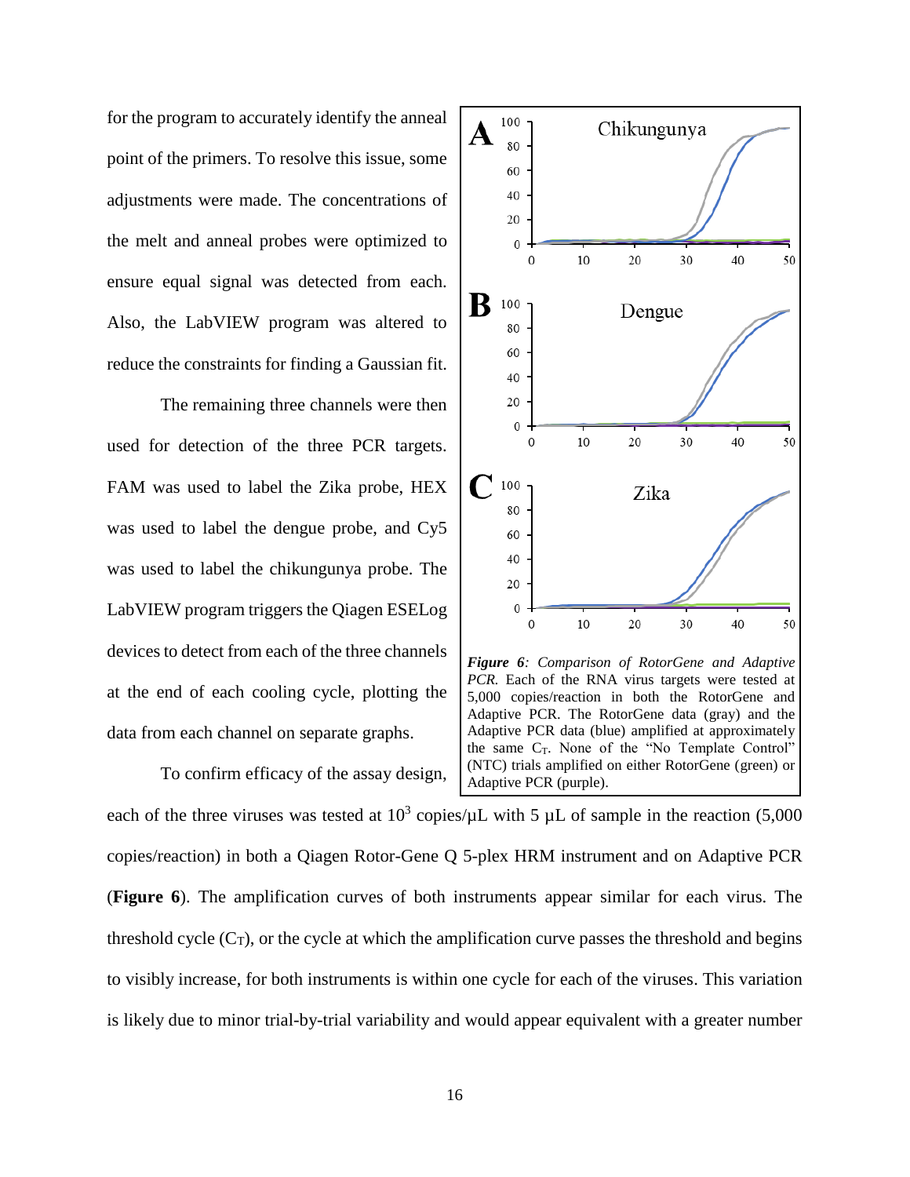for the program to accurately identify the anneal point of the primers. To resolve this issue, some adjustments were made. The concentrations of the melt and anneal probes were optimized to ensure equal signal was detected from each. Also, the LabVIEW program was altered to reduce the constraints for finding a Gaussian fit.

The remaining three channels were then used for detection of the three PCR targets. FAM was used to label the Zika probe, HEX was used to label the dengue probe, and Cy5 was used to label the chikungunya probe. The LabVIEW program triggers the Qiagen ESELog devices to detect from each of the three channels at the end of each cooling cycle, plotting the data from each channel on separate graphs.

***Figure 6**: Comparison of RotorGene and Adaptive PCR.* Each of the RNA virus targets were tested at 5,000 copies/reaction in both the RotorGene and Adaptive PCR. The RotorGene data (gray) and the Adaptive PCR data (blue) amplified at approximately the same $C_T$. None of the "No Template Control" (NTC) trials amplified on either RotorGene (green) or Adaptive PCR (purple).

To confirm efficacy of the assay design, each of the three viruses was tested at $10^3$ copies/μL with 5 μL of sample in the reaction (5,000 copies/reaction) in both a Qiagen Rotor-Gene Q 5-plex HRM instrument and on Adaptive PCR (**Figure 6**). The amplification curves of both instruments appear similar for each virus. The threshold cycle ($C_T$), or the cycle at which the amplification curve passes the threshold and begins to visibly increase, for both instruments is within one cycle for each of the viruses. This variation is likely due to minor trial-by-trial variability and would appear equivalent with a greater number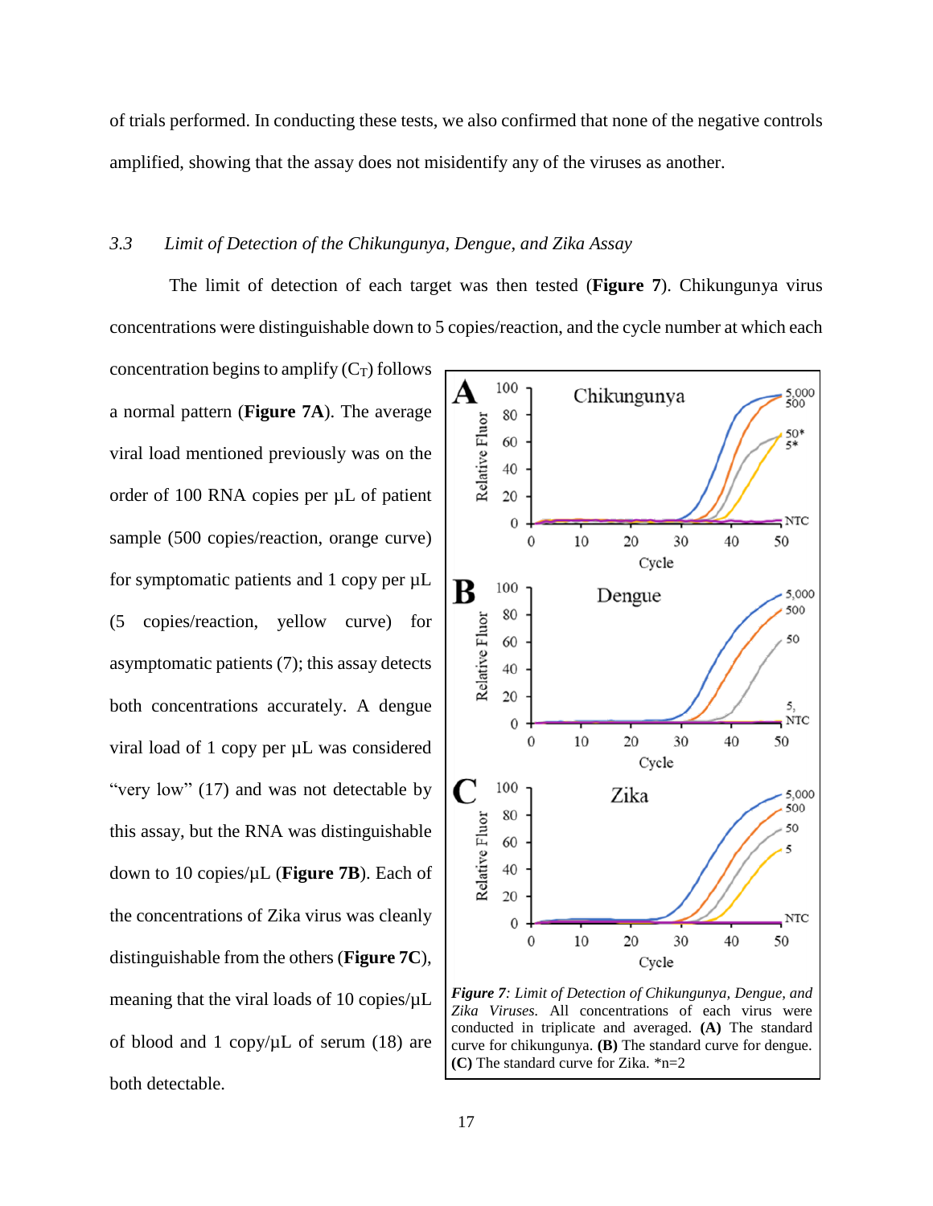of trials performed. In conducting these tests, we also confirmed that none of the negative controls amplified, showing that the assay does not misidentify any of the viruses as another.

### *3.3 Limit of Detection of the Chikungunya, Dengue, and Zika Assay*

The limit of detection of each target was then tested (**Figure 7**). Chikungunya virus concentrations were distinguishable down to 5 copies/reaction, and the cycle number at which each concentration begins to amplify ($C_T$) follows a normal pattern (**Figure 7A**). The average viral load mentioned previously was on the order of 100 RNA copies per µL of patient sample (500 copies/reaction, orange curve) for symptomatic patients and 1 copy per µL (5 copies/reaction, yellow curve) for asymptomatic patients (7); this assay detects both concentrations accurately. A dengue viral load of 1 copy per µL was considered "very low" (17) and was not detectable by this assay, but the RNA was distinguishable down to 10 copies/µL (**Figure 7B**). Each of the concentrations of Zika virus was cleanly distinguishable from the others (**Figure 7C**), meaning that the viral loads of 10 copies/µL of blood and 1 copy/µL of serum (18) are both detectable.

***Figure 7**: Limit of Detection of Chikungunya, Dengue, and Zika Viruses.* All concentrations of each virus were conducted in triplicate and averaged. **(A)** The standard curve for chikungunya. **(B)** The standard curve for dengue. **(C)** The standard curve for Zika. *n=2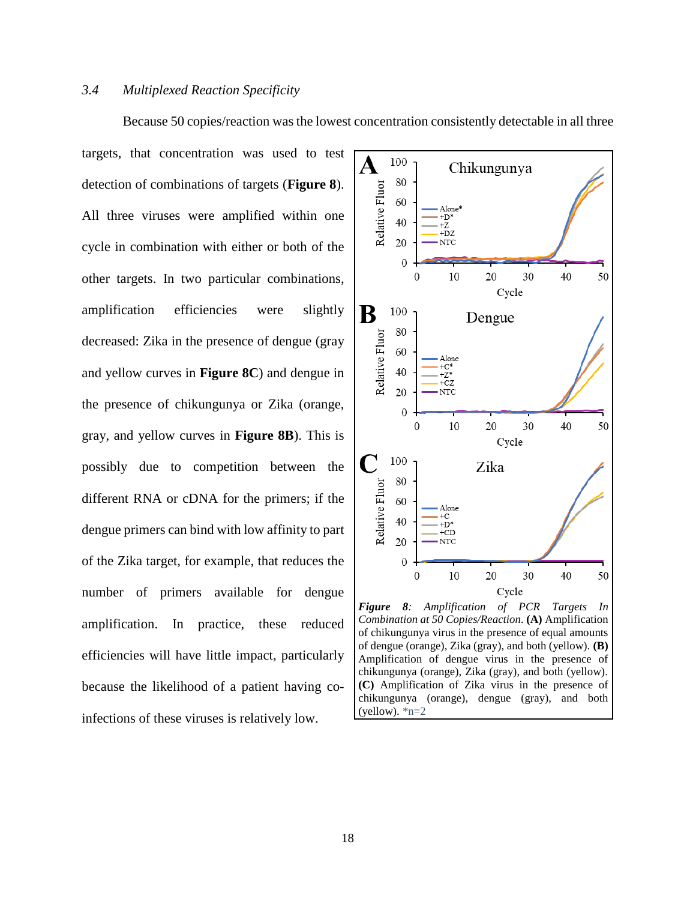### 3.4 *Multiplexed Reaction Specificity*

Because 50 copies/reaction was the lowest concentration consistently detectable in all three targets, that concentration was used to test detection of combinations of targets (**Figure 8**). All three viruses were amplified within one cycle in combination with either or both of the other targets. In two particular combinations, amplification efficiencies were slightly decreased: Zika in the presence of dengue (gray and yellow curves in **Figure 8C**) and dengue in the presence of chikungunya or Zika (orange, gray, and yellow curves in **Figure 8B**). This is possibly due to competition between the different RNA or cDNA for the primers; if the dengue primers can bind with low affinity to part of the Zika target, for example, that reduces the number of primers available for dengue amplification. In practice, these reduced efficiencies will have little impact, particularly because the likelihood of a patient having co-infections of these viruses is relatively low.

***Figure 8**: Amplification of PCR Targets In Combination at 50 Copies/Reaction.* **(A)** Amplification of chikungunya virus in the presence of equal amounts of dengue (orange), Zika (gray), and both (yellow). **(B)** Amplification of dengue virus in the presence of chikungunya (orange), Zika (gray), and both (yellow). **(C)** Amplification of Zika virus in the presence of chikungunya (orange), dengue (gray), and both (yellow). *n=2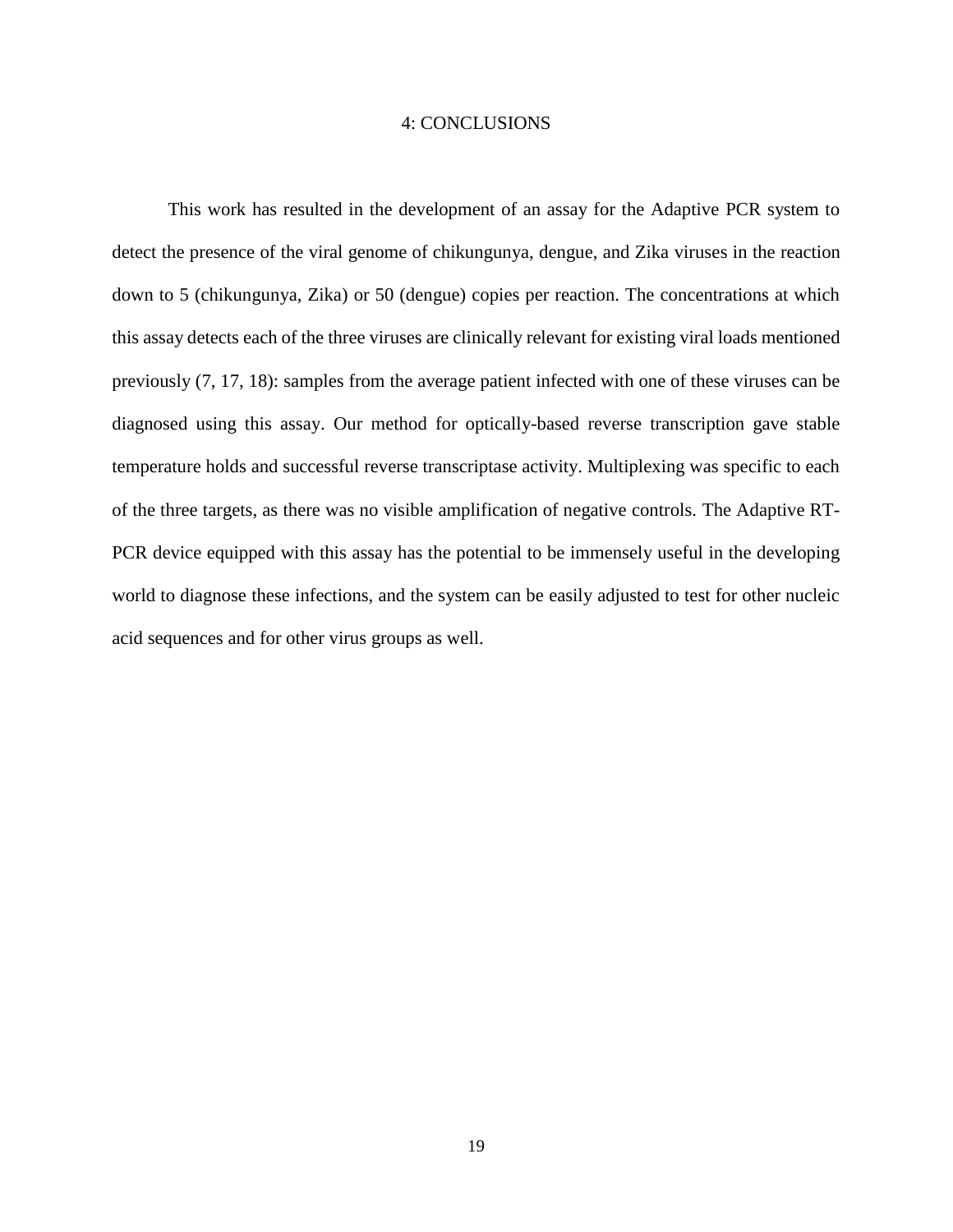# 4: CONCLUSIONS

This work has resulted in the development of an assay for the Adaptive PCR system to detect the presence of the viral genome of chikungunya, dengue, and Zika viruses in the reaction down to 5 (chikungunya, Zika) or 50 (dengue) copies per reaction. The concentrations at which this assay detects each of the three viruses are clinically relevant for existing viral loads mentioned previously (7, 17, 18): samples from the average patient infected with one of these viruses can be diagnosed using this assay. Our method for optically-based reverse transcription gave stable temperature holds and successful reverse transcriptase activity. Multiplexing was specific to each of the three targets, as there was no visible amplification of negative controls. The Adaptive RT-PCR device equipped with this assay has the potential to be immensely useful in the developing world to diagnose these infections, and the system can be easily adjusted to test for other nucleic acid sequences and for other virus groups as well.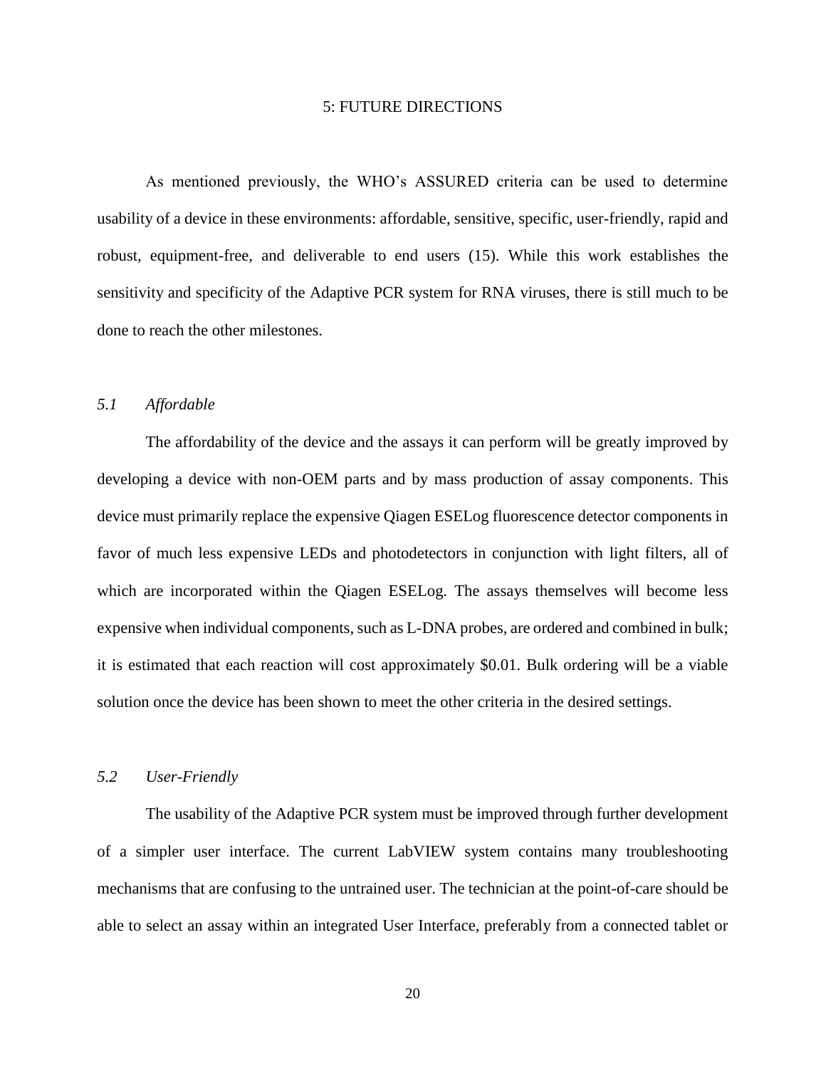# 5: FUTURE DIRECTIONS

As mentioned previously, the WHO's ASSURED criteria can be used to determine usability of a device in these environments: affordable, sensitive, specific, user-friendly, rapid and robust, equipment-free, and deliverable to end users (15). While this work establishes the sensitivity and specificity of the Adaptive PCR system for RNA viruses, there is still much to be done to reach the other milestones.

## *5.1 Affordable*

The affordability of the device and the assays it can perform will be greatly improved by developing a device with non-OEM parts and by mass production of assay components. This device must primarily replace the expensive Qiagen ESELog fluorescence detector components in favor of much less expensive LEDs and photodetectors in conjunction with light filters, all of which are incorporated within the Qiagen ESELog. The assays themselves will become less expensive when individual components, such as L-DNA probes, are ordered and combined in bulk; it is estimated that each reaction will cost approximately $0.01. Bulk ordering will be a viable solution once the device has been shown to meet the other criteria in the desired settings.

## *5.2 User-Friendly*

The usability of the Adaptive PCR system must be improved through further development of a simpler user interface. The current LabVIEW system contains many troubleshooting mechanisms that are confusing to the untrained user. The technician at the point-of-care should be able to select an assay within an integrated User Interface, preferably from a connected tablet or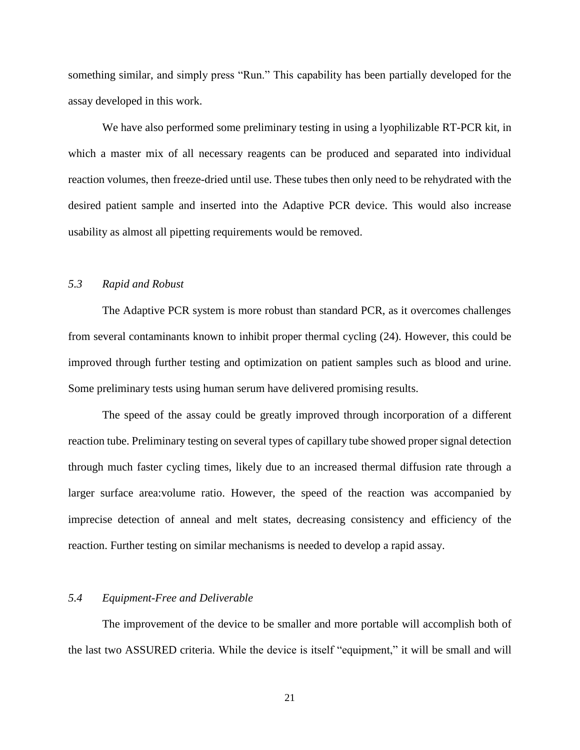something similar, and simply press "Run." This capability has been partially developed for the assay developed in this work.

We have also performed some preliminary testing in using a lyophilizable RT-PCR kit, in which a master mix of all necessary reagents can be produced and separated into individual reaction volumes, then freeze-dried until use. These tubes then only need to be rehydrated with the desired patient sample and inserted into the Adaptive PCR device. This would also increase usability as almost all pipetting requirements would be removed.

### *5.3 Rapid and Robust*

The Adaptive PCR system is more robust than standard PCR, as it overcomes challenges from several contaminants known to inhibit proper thermal cycling (24). However, this could be improved through further testing and optimization on patient samples such as blood and urine. Some preliminary tests using human serum have delivered promising results.

The speed of the assay could be greatly improved through incorporation of a different reaction tube. Preliminary testing on several types of capillary tube showed proper signal detection through much faster cycling times, likely due to an increased thermal diffusion rate through a larger surface area:volume ratio. However, the speed of the reaction was accompanied by imprecise detection of anneal and melt states, decreasing consistency and efficiency of the reaction. Further testing on similar mechanisms is needed to develop a rapid assay.

### *5.4 Equipment-Free and Deliverable*

The improvement of the device to be smaller and more portable will accomplish both of the last two ASSURED criteria. While the device is itself "equipment," it will be small and will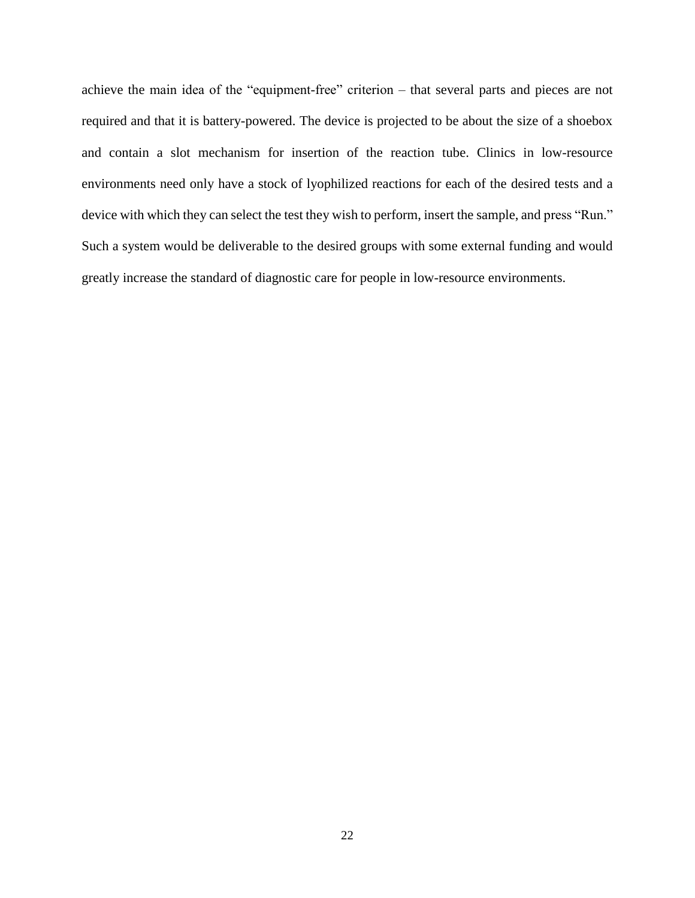achieve the main idea of the "equipment-free" criterion – that several parts and pieces are not required and that it is battery-powered. The device is projected to be about the size of a shoebox and contain a slot mechanism for insertion of the reaction tube. Clinics in low-resource environments need only have a stock of lyophilized reactions for each of the desired tests and a device with which they can select the test they wish to perform, insert the sample, and press "Run." Such a system would be deliverable to the desired groups with some external funding and would greatly increase the standard of diagnostic care for people in low-resource environments.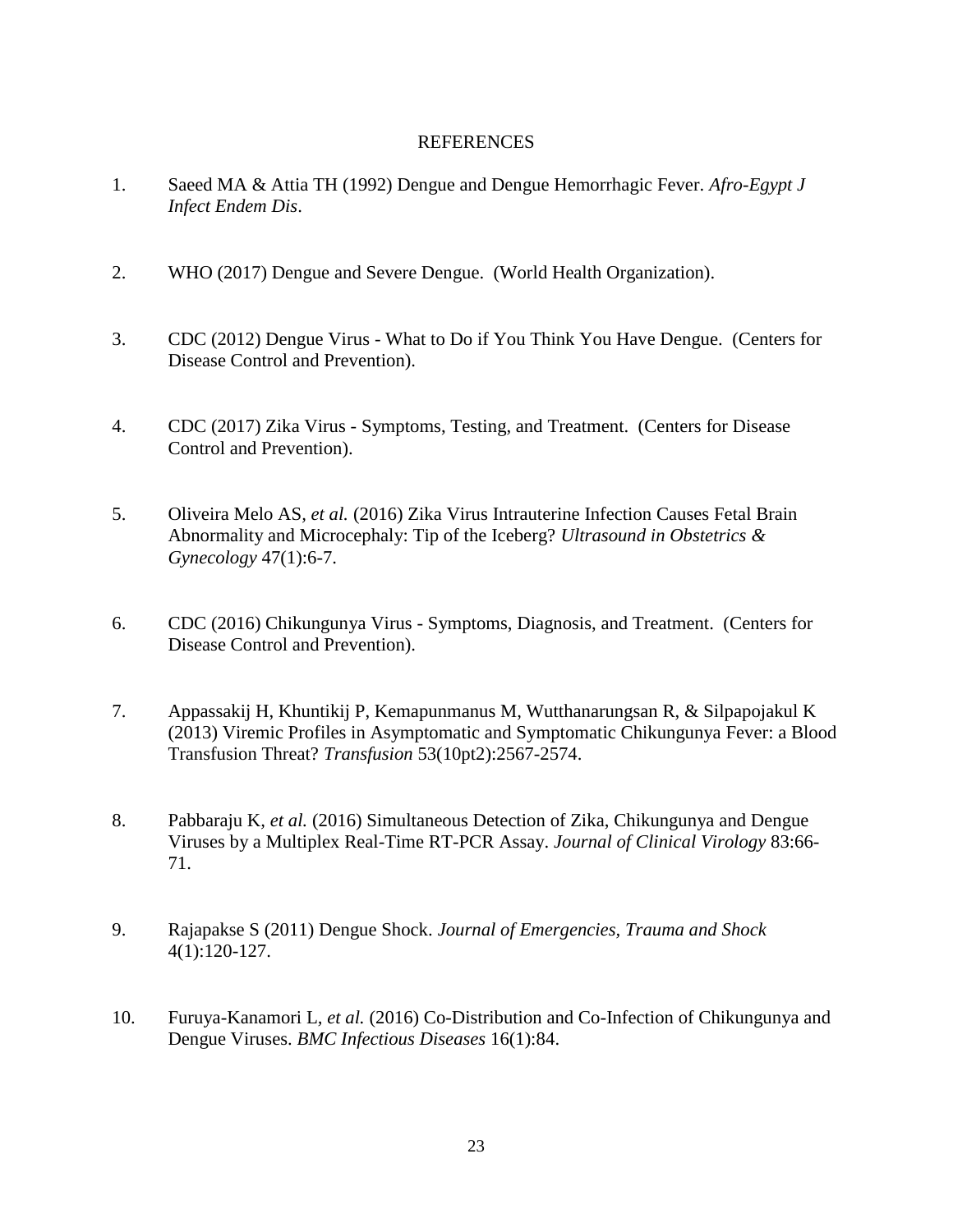# REFERENCES

1. Saeed MA & Attia TH (1992) Dengue and Dengue Hemorrhagic Fever. *Afro-Egypt J Infect Endem Dis*.

2. WHO (2017) Dengue and Severe Dengue. (World Health Organization).

3. CDC (2012) Dengue Virus - What to Do if You Think You Have Dengue. (Centers for Disease Control and Prevention).

4. CDC (2017) Zika Virus - Symptoms, Testing, and Treatment. (Centers for Disease Control and Prevention).

5. Oliveira Melo AS, *et al.* (2016) Zika Virus Intrauterine Infection Causes Fetal Brain Abnormality and Microcephaly: Tip of the Iceberg? *Ultrasound in Obstetrics & Gynecology* 47(1):6-7.

6. CDC (2016) Chikungunya Virus - Symptoms, Diagnosis, and Treatment. (Centers for Disease Control and Prevention).

7. Appassakij H, Khuntikij P, Kemapunmanus M, Wutthanarungsan R, & Silpapojakul K (2013) Viremic Profiles in Asymptomatic and Symptomatic Chikungunya Fever: a Blood Transfusion Threat? *Transfusion* 53(10pt2):2567-2574.

8. Pabbaraju K, *et al.* (2016) Simultaneous Detection of Zika, Chikungunya and Dengue Viruses by a Multiplex Real-Time RT-PCR Assay. *Journal of Clinical Virology* 83:66-71.

9. Rajapakse S (2011) Dengue Shock. *Journal of Emergencies, Trauma and Shock* 4(1):120-127.

10. Furuya-Kanamori L, *et al.* (2016) Co-Distribution and Co-Infection of Chikungunya and Dengue Viruses. *BMC Infectious Diseases* 16(1):84.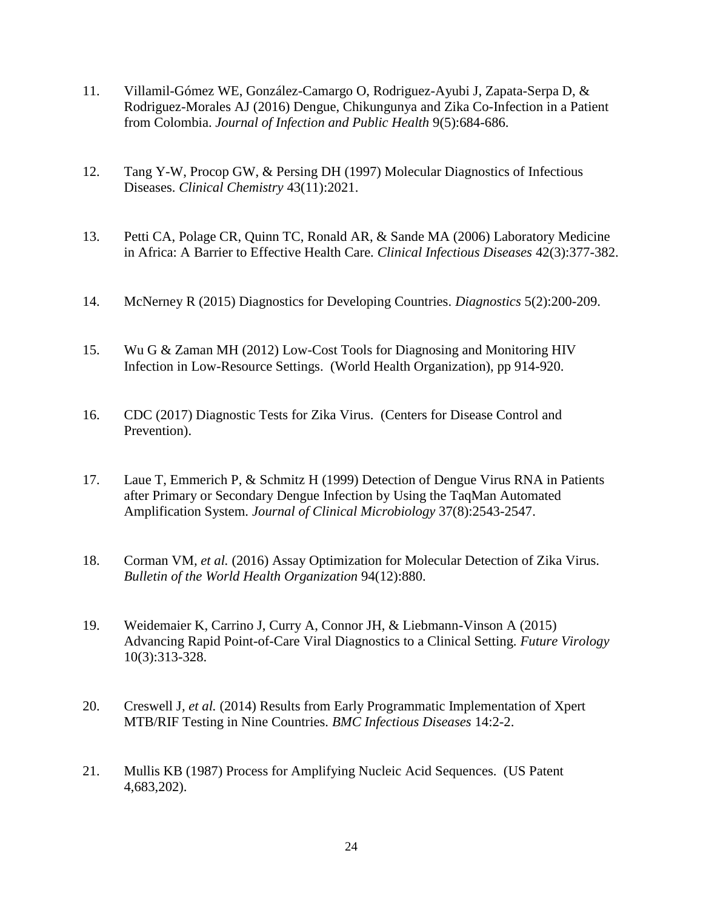11. Villamil-Gómez WE, González-Camargo O, Rodriguez-Ayubi J, Zapata-Serpa D, & Rodriguez-Morales AJ (2016) Dengue, Chikungunya and Zika Co-Infection in a Patient from Colombia. *Journal of Infection and Public Health* 9(5):684-686.

12. Tang Y-W, Procop GW, & Persing DH (1997) Molecular Diagnostics of Infectious Diseases. *Clinical Chemistry* 43(11):2021.

13. Petti CA, Polage CR, Quinn TC, Ronald AR, & Sande MA (2006) Laboratory Medicine in Africa: A Barrier to Effective Health Care. *Clinical Infectious Diseases* 42(3):377-382.

14. McNerney R (2015) Diagnostics for Developing Countries. *Diagnostics* 5(2):200-209.

15. Wu G & Zaman MH (2012) Low-Cost Tools for Diagnosing and Monitoring HIV Infection in Low-Resource Settings. (World Health Organization), pp 914-920.

16. CDC (2017) Diagnostic Tests for Zika Virus. (Centers for Disease Control and Prevention).

17. Laue T, Emmerich P, & Schmitz H (1999) Detection of Dengue Virus RNA in Patients after Primary or Secondary Dengue Infection by Using the TaqMan Automated Amplification System. *Journal of Clinical Microbiology* 37(8):2543-2547.

18. Corman VM, *et al.* (2016) Assay Optimization for Molecular Detection of Zika Virus. *Bulletin of the World Health Organization* 94(12):880.

19. Weidemaier K, Carrino J, Curry A, Connor JH, & Liebmann-Vinson A (2015) Advancing Rapid Point-of-Care Viral Diagnostics to a Clinical Setting. *Future Virology* 10(3):313-328.

20. Creswell J, *et al.* (2014) Results from Early Programmatic Implementation of Xpert MTB/RIF Testing in Nine Countries. *BMC Infectious Diseases* 14:2-2.

21. Mullis KB (1987) Process for Amplifying Nucleic Acid Sequences. (US Patent 4,683,202).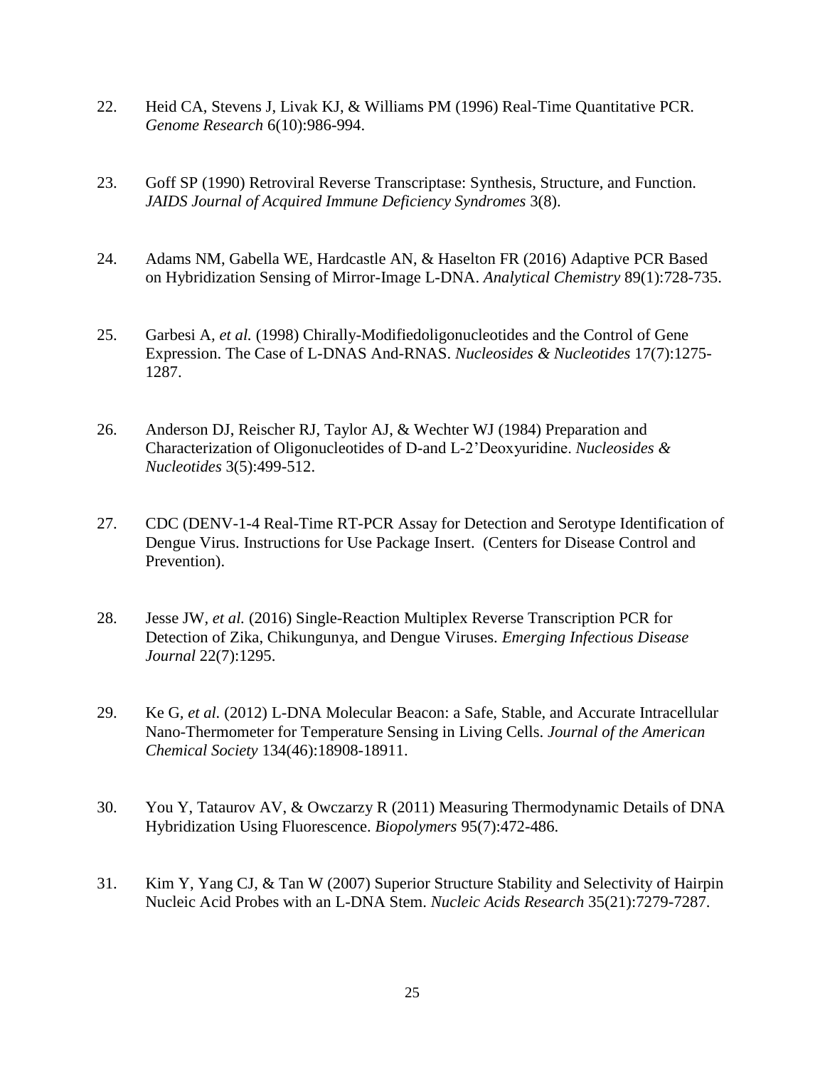22. Heid CA, Stevens J, Livak KJ, & Williams PM (1996) Real-Time Quantitative PCR. *Genome Research* 6(10):986-994.

23. Goff SP (1990) Retroviral Reverse Transcriptase: Synthesis, Structure, and Function. *JAIDS Journal of Acquired Immune Deficiency Syndromes* 3(8).

24. Adams NM, Gabella WE, Hardcastle AN, & Haselton FR (2016) Adaptive PCR Based on Hybridization Sensing of Mirror-Image L-DNA. *Analytical Chemistry* 89(1):728-735.

25. Garbesi A*, et al.* (1998) Chirally-Modifiedoligonucleotides and the Control of Gene Expression. The Case of L-DNAS And-RNAS. *Nucleosides & Nucleotides* 17(7):1275-1287.

26. Anderson DJ, Reischer RJ, Taylor AJ, & Wechter WJ (1984) Preparation and Characterization of Oligonucleotides of D-and L-2'Deoxyuridine. *Nucleosides & Nucleotides* 3(5):499-512.

27. CDC (DENV-1-4 Real-Time RT-PCR Assay for Detection and Serotype Identification of Dengue Virus. Instructions for Use Package Insert. (Centers for Disease Control and Prevention).

28. Jesse JW*, et al.* (2016) Single-Reaction Multiplex Reverse Transcription PCR for Detection of Zika, Chikungunya, and Dengue Viruses. *Emerging Infectious Disease Journal* 22(7):1295.

29. Ke G*, et al.* (2012) L-DNA Molecular Beacon: a Safe, Stable, and Accurate Intracellular Nano-Thermometer for Temperature Sensing in Living Cells. *Journal of the American Chemical Society* 134(46):18908-18911.

30. You Y, Tataurov AV, & Owczarzy R (2011) Measuring Thermodynamic Details of DNA Hybridization Using Fluorescence. *Biopolymers* 95(7):472-486.

31. Kim Y, Yang CJ, & Tan W (2007) Superior Structure Stability and Selectivity of Hairpin Nucleic Acid Probes with an L-DNA Stem. *Nucleic Acids Research* 35(21):7279-7287.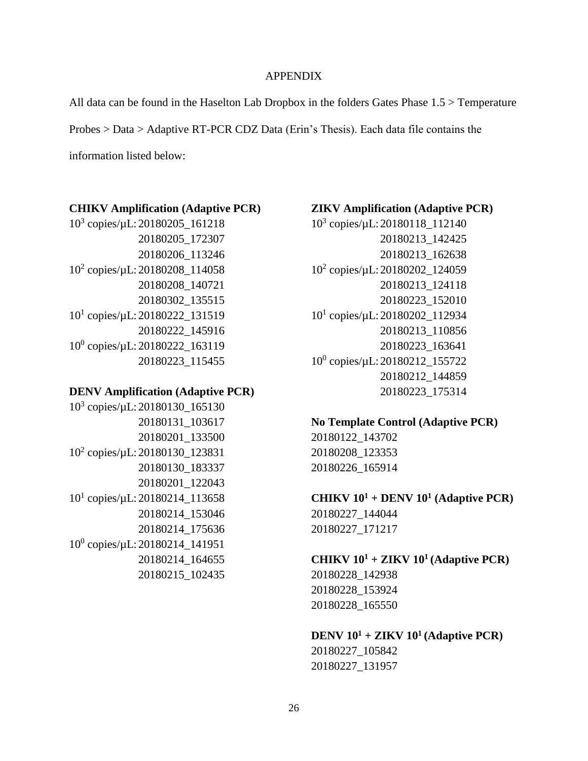# APPENDIX

All data can be found in the Haselton Lab Dropbox in the folders Gates Phase 1.5 > Temperature Probes > Data > Adaptive RT-PCR CDZ Data (Erin's Thesis). Each data file contains the information listed below:

**CHIKV Amplification (Adaptive PCR)**

$10^3$ copies/μL: 20180205_161218
20180205_172307
20180206_113246

$10^2$ copies/μL: 20180208_114058
20180208_140721
20180302_135515

$10^1$ copies/μL: 20180222_131519
20180222_145916

$10^0$ copies/μL: 20180222_163119
20180223_115455

**DENV Amplification (Adaptive PCR)**

$10^3$ copies/μL: 20180130_165130
20180131_103617
20180201_133500

$10^2$ copies/μL: 20180130_123831
20180130_183337
20180201_122043

$10^1$ copies/μL: 20180214_113658
20180214_153046
20180214_175636

$10^0$ copies/μL: 20180214_141951
20180214_164655
20180215_102435

**ZIKV Amplification (Adaptive PCR)**

$10^3$ copies/μL: 20180118_112140
20180213_142425
20180213_162638

$10^2$ copies/μL: 20180202_124059
20180213_124118
20180223_152010

$10^1$ copies/μL: 20180202_112934
20180213_110856
20180223_163641

$10^0$ copies/μL: 20180212_155722
20180212_144859
20180223_175314

**No Template Control (Adaptive PCR)**

20180122_143702
20180208_123353
20180226_165914

**CHIKV $10^1$ + DENV $10^1$ (Adaptive PCR)**

20180227_144044
20180227_171217

**CHIKV $10^1$ + ZIKV $10^1$ (Adaptive PCR)**

20180228_142938
20180228_153924
20180228_165550

**DENV $10^1$ + ZIKV $10^1$ (Adaptive PCR)**

20180227_105842
20180227_131957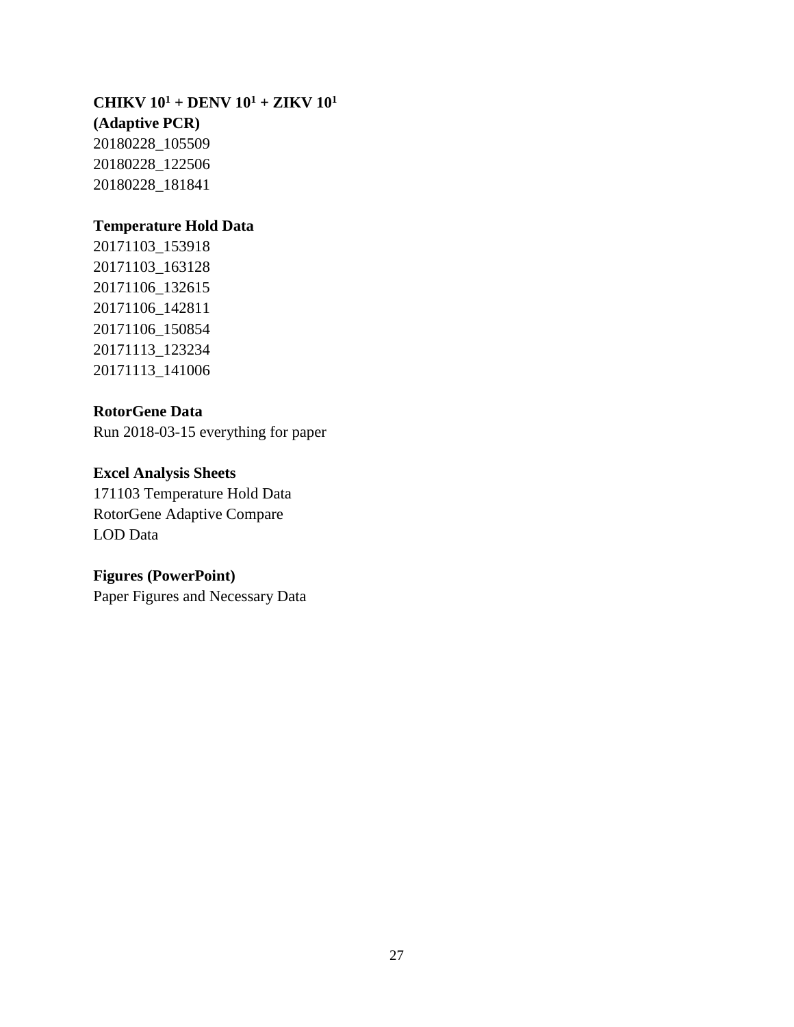**CHIKV $10^1$ + DENV $10^1$ + ZIKV $10^1$**
**(Adaptive PCR)**
20180228_105509
20180228_122506
20180228_181841

**Temperature Hold Data**
20171103_153918
20171103_163128
20171106_132615
20171106_142811
20171106_150854
20171113_123234
20171113_141006

**RotorGene Data**
Run 2018-03-15 everything for paper

**Excel Analysis Sheets**
171103 Temperature Hold Data
RotorGene Adaptive Compare
LOD Data

**Figures (PowerPoint)**
Paper Figures and Necessary Data